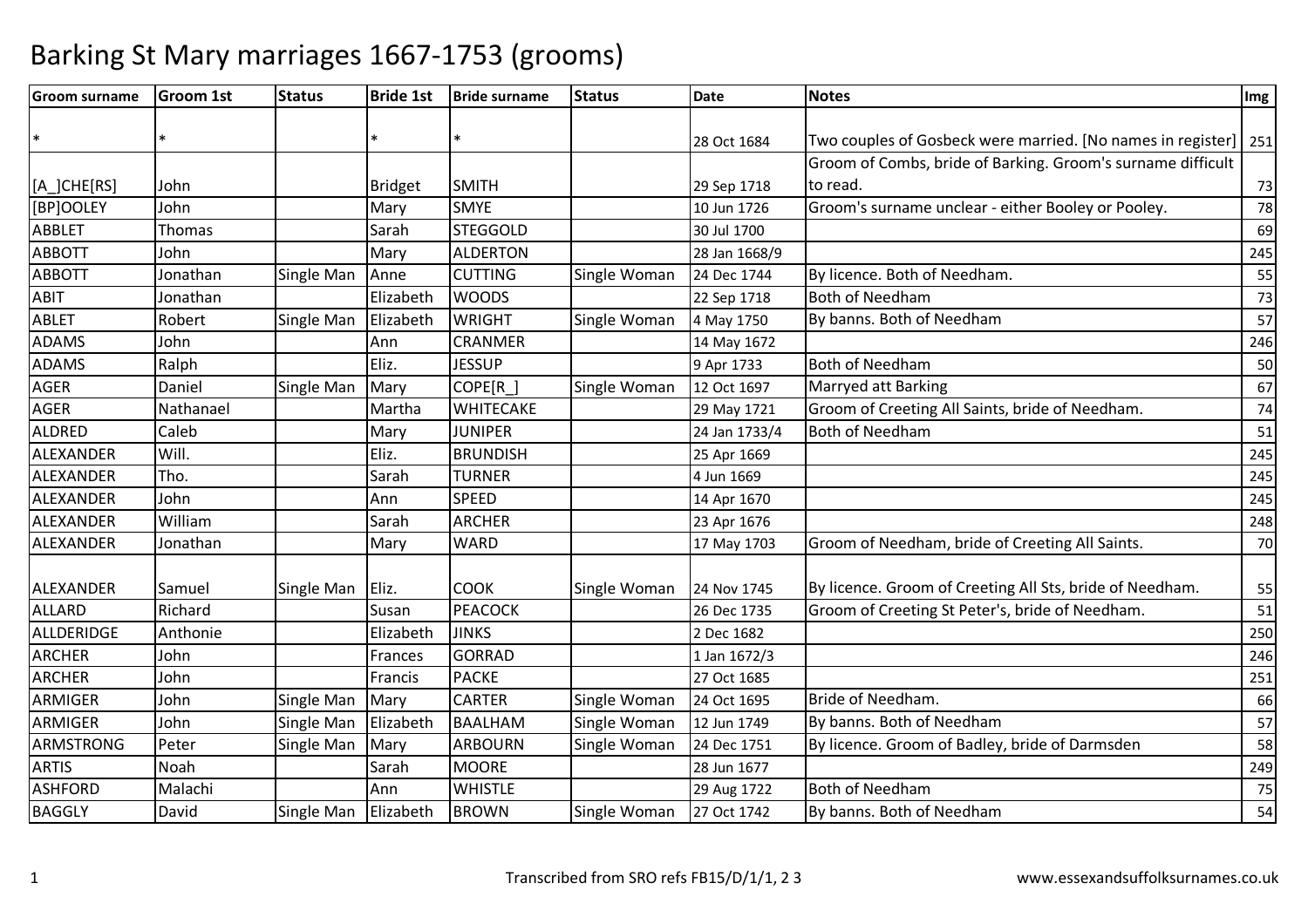# Barking St Mary marriages 1667-1753 (grooms)

| Groom surname | Groom 1st | Status | Bride 1st | Bride surname | Status | Date | Notes | Img |
|---|---|---|---|---|---|---|---|---|
| * | * | | * | * | | 28 Oct 1684 | Two couples of Gosbeck were married. [No names in register] | 251 |
| [A_]CHE[RS] | John | | Bridget | SMITH | | 29 Sep 1718 | Groom of Combs, bride of Barking. Groom's surname difficult to read. | 73 |
| [BP]OOLEY | John | | Mary | SMYE | | 10 Jun 1726 | Groom's surname unclear - either Booley or Pooley. | 78 |
| ABBLET | Thomas | | Sarah | STEGGOLD | | 30 Jul 1700 | | 69 |
| ABBOTT | John | | Mary | ALDERTON | | 28 Jan 1668/9 | | 245 |
| ABBOTT | Jonathan | Single Man | Anne | CUTTING | Single Woman | 24 Dec 1744 | By licence. Both of Needham. | 55 |
| ABIT | Jonathan | | Elizabeth | WOODS | | 22 Sep 1718 | Both of Needham | 73 |
| ABLET | Robert | Single Man | Elizabeth | WRIGHT | Single Woman | 4 May 1750 | By banns. Both of Needham | 57 |
| ADAMS | John | | Ann | CRANMER | | 14 May 1672 | | 246 |
| ADAMS | Ralph | | Eliz. | JESSUP | | 9 Apr 1733 | Both of Needham | 50 |
| AGER | Daniel | Single Man | Mary | COPE[R_] | Single Woman | 12 Oct 1697 | Marryed att Barking | 67 |
| AGER | Nathanael | | Martha | WHITECAKE | | 29 May 1721 | Groom of Creeting All Saints, bride of Needham. | 74 |
| ALDRED | Caleb | | Mary | JUNIPER | | 24 Jan 1733/4 | Both of Needham | 51 |
| ALEXANDER | Will. | | Eliz. | BRUNDISH | | 25 Apr 1669 | | 245 |
| ALEXANDER | Tho. | | Sarah | TURNER | | 4 Jun 1669 | | 245 |
| ALEXANDER | John | | Ann | SPEED | | 14 Apr 1670 | | 245 |
| ALEXANDER | William | | Sarah | ARCHER | | 23 Apr 1676 | | 248 |
| ALEXANDER | Jonathan | | Mary | WARD | | 17 May 1703 | Groom of Needham, bride of Creeting All Saints. | 70 |
| ALEXANDER | Samuel | Single Man | Eliz. | COOK | Single Woman | 24 Nov 1745 | By licence. Groom of Creeting All Sts, bride of Needham. | 55 |
| ALLARD | Richard | | Susan | PEACOCK | | 26 Dec 1735 | Groom of Creeting St Peter's, bride of Needham. | 51 |
| ALLDERIDGE | Anthonie | | Elizabeth | JINKS | | 2 Dec 1682 | | 250 |
| ARCHER | John | | Frances | GORRAD | | 1 Jan 1672/3 | | 246 |
| ARCHER | John | | Francis | PACKE | | 27 Oct 1685 | | 251 |
| ARMIGER | John | Single Man | Mary | CARTER | Single Woman | 24 Oct 1695 | Bride of Needham. | 66 |
| ARMIGER | John | Single Man | Elizabeth | BAALHAM | Single Woman | 12 Jun 1749 | By banns. Both of Needham | 57 |
| ARMSTRONG | Peter | Single Man | Mary | ARBOURN | Single Woman | 24 Dec 1751 | By licence. Groom of Badley, bride of Darmsden | 58 |
| ARTIS | Noah | | Sarah | MOORE | | 28 Jun 1677 | | 249 |
| ASHFORD | Malachi | | Ann | WHISTLE | | 29 Aug 1722 | Both of Needham | 75 |
| BAGGLY | David | Single Man | Elizabeth | BROWN | Single Woman | 27 Oct 1742 | By banns. Both of Needham | 54 |

Transcribed from SRO refs FB15/D/1/1, 2 3 www.essexandsuffolksurnames.co.uk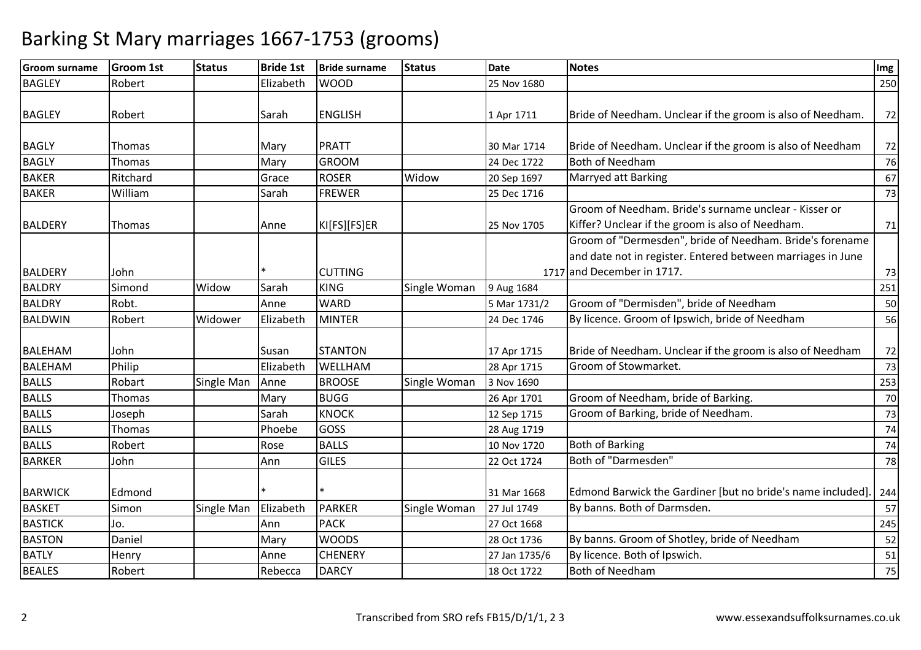# Barking St Mary marriages 1667-1753 (grooms)

| Groom surname | Groom 1st | Status | Bride 1st | Bride surname | Status | Date | Notes | Img |
|---|---|---|---|---|---|---|---|---|
| BAGLEY | Robert | | Elizabeth | WOOD | | 25 Nov 1680 | | 250 |
| BAGLEY | Robert | | Sarah | ENGLISH | | 1 Apr 1711 | Bride of Needham. Unclear if the groom is also of Needham. | 72 |
| BAGLY | Thomas | | Mary | PRATT | | 30 Mar 1714 | Bride of Needham. Unclear if the groom is also of Needham | 72 |
| BAGLY | Thomas | | Mary | GROOM | | 24 Dec 1722 | Both of Needham | 76 |
| BAKER | Ritchard | | Grace | ROSER | Widow | 20 Sep 1697 | Marryed att Barking | 67 |
| BAKER | William | | Sarah | FREWER | | 25 Dec 1716 | | 73 |
| BALDERY | Thomas | | Anne | KI[FS][FS]ER | | 25 Nov 1705 | Groom of Needham. Bride's surname unclear - Kisser or Kiffer? Unclear if the groom is also of Needham. | 71 |
| BALDERY | John | | * | CUTTING | | 1717 | Groom of "Dermesden", bride of Needham. Bride's forename and date not in register. Entered between marriages in June and December in 1717. | 73 |
| BALDRY | Simond | Widow | Sarah | KING | Single Woman | 9 Aug 1684 | | 251 |
| BALDRY | Robt. | | Anne | WARD | | 5 Mar 1731/2 | Groom of "Dermisden", bride of Needham | 50 |
| BALDWIN | Robert | Widower | Elizabeth | MINTER | | 24 Dec 1746 | By licence. Groom of Ipswich, bride of Needham | 56 |
| BALEHAM | John | | Susan | STANTON | | 17 Apr 1715 | Bride of Needham. Unclear if the groom is also of Needham | 72 |
| BALEHAM | Philip | | Elizabeth | WELLHAM | | 28 Apr 1715 | Groom of Stowmarket. | 73 |
| BALLS | Robart | Single Man | Anne | BROOSE | Single Woman | 3 Nov 1690 | | 253 |
| BALLS | Thomas | | Mary | BUGG | | 26 Apr 1701 | Groom of Needham, bride of Barking. | 70 |
| BALLS | Joseph | | Sarah | KNOCK | | 12 Sep 1715 | Groom of Barking, bride of Needham. | 73 |
| BALLS | Thomas | | Phoebe | GOSS | | 28 Aug 1719 | | 74 |
| BALLS | Robert | | Rose | BALLS | | 10 Nov 1720 | Both of Barking | 74 |
| BARKER | John | | Ann | GILES | | 22 Oct 1724 | Both of "Darmesden" | 78 |
| BARWICK | Edmond | | * | * | | 31 Mar 1668 | Edmond Barwick the Gardiner [but no bride's name included]. | 244 |
| BASKET | Simon | Single Man | Elizabeth | PARKER | Single Woman | 27 Jul 1749 | By banns. Both of Darmsden. | 57 |
| BASTICK | Jo. | | Ann | PACK | | 27 Oct 1668 | | 245 |
| BASTON | Daniel | | Mary | WOODS | | 28 Oct 1736 | By banns. Groom of Shotley, bride of Needham | 52 |
| BATLY | Henry | | Anne | CHENERY | | 27 Jan 1735/6 | By licence. Both of Ipswich. | 51 |
| BEALES | Robert | | Rebecca | DARCY | | 18 Oct 1722 | Both of Needham | 75 |

Transcribed from SRO refs FB15/D/1/1, 2 3 www.essexandsuffolksurnames.co.uk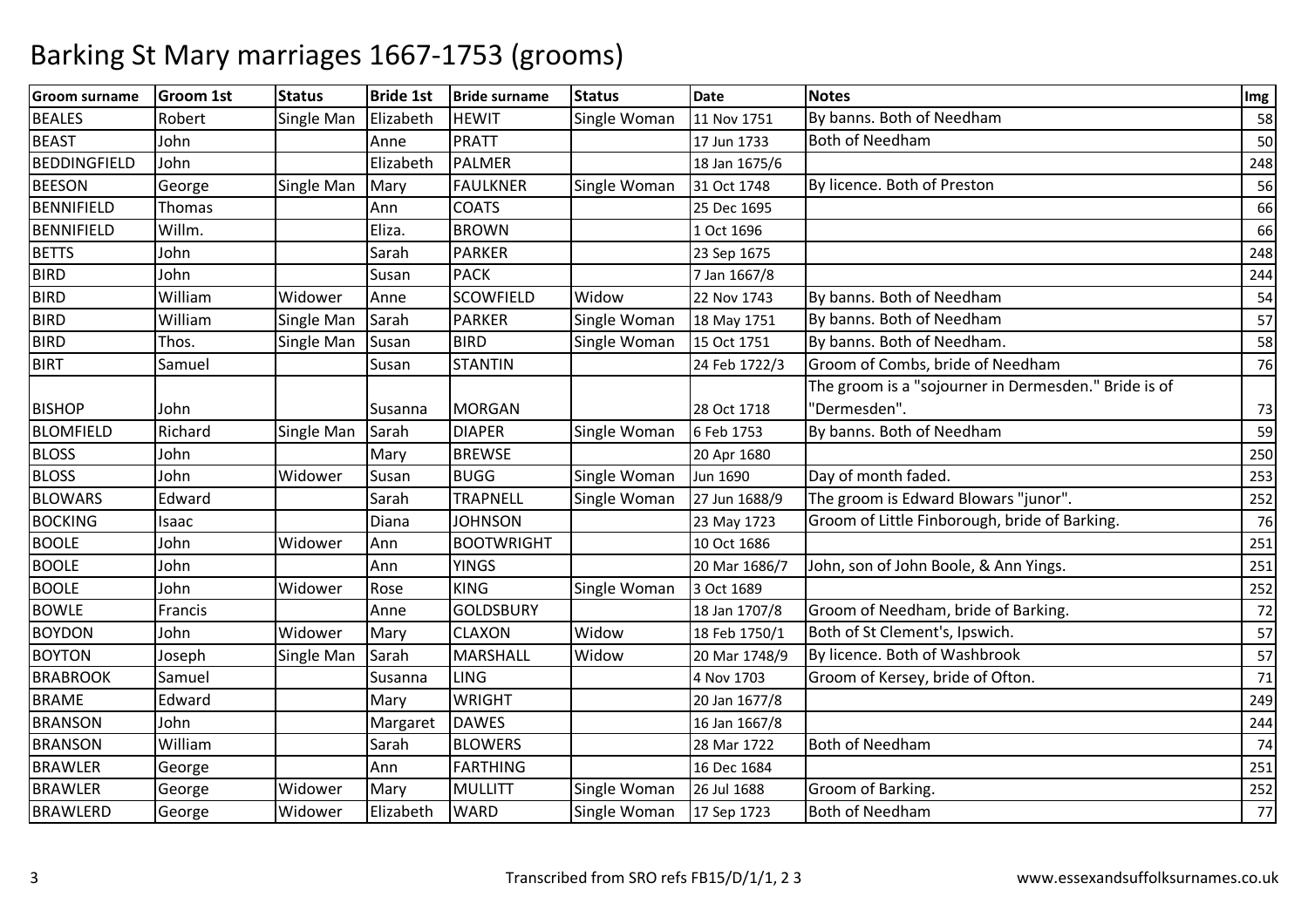# Barking St Mary marriages 1667-1753 (grooms)

| Groom surname | Groom 1st | Status | Bride 1st | Bride surname | Status | Date | Notes | Img |
|---|---|---|---|---|---|---|---|---|
| BEALES | Robert | Single Man | Elizabeth | HEWIT | Single Woman | 11 Nov 1751 | By banns. Both of Needham | 58 |
| BEAST | John | | Anne | PRATT | | 17 Jun 1733 | Both of Needham | 50 |
| BEDDINGFIELD | John | | Elizabeth | PALMER | | 18 Jan 1675/6 | | 248 |
| BEESON | George | Single Man | Mary | FAULKNER | Single Woman | 31 Oct 1748 | By licence. Both of Preston | 56 |
| BENNIFIELD | Thomas | | Ann | COATS | | 25 Dec 1695 | | 66 |
| BENNIFIELD | Willm. | | Eliza. | BROWN | | 1 Oct 1696 | | 66 |
| BETTS | John | | Sarah | PARKER | | 23 Sep 1675 | | 248 |
| BIRD | John | | Susan | PACK | | 7 Jan 1667/8 | | 244 |
| BIRD | William | Widower | Anne | SCOWFIELD | Widow | 22 Nov 1743 | By banns. Both of Needham | 54 |
| BIRD | William | Single Man | Sarah | PARKER | Single Woman | 18 May 1751 | By banns. Both of Needham | 57 |
| BIRD | Thos. | Single Man | Susan | BIRD | Single Woman | 15 Oct 1751 | By banns. Both of Needham. | 58 |
| BIRT | Samuel | | Susan | STANTIN | | 24 Feb 1722/3 | Groom of Combs, bride of Needham | 76 |
| BISHOP | John | | Susanna | MORGAN | | 28 Oct 1718 | The groom is a "sojourner in Dermesden." Bride is of "Dermesden". | 73 |
| BLOMFIELD | Richard | Single Man | Sarah | DIAPER | Single Woman | 6 Feb 1753 | By banns. Both of Needham | 59 |
| BLOSS | John | | Mary | BREWSE | | 20 Apr 1680 | | 250 |
| BLOSS | John | Widower | Susan | BUGG | Single Woman | Jun 1690 | Day of month faded. | 253 |
| BLOWARS | Edward | | Sarah | TRAPNELL | Single Woman | 27 Jun 1688/9 | The groom is Edward Blowars "junor". | 252 |
| BOCKING | Isaac | | Diana | JOHNSON | | 23 May 1723 | Groom of Little Finborough, bride of Barking. | 76 |
| BOOLE | John | Widower | Ann | BOOTWRIGHT | | 10 Oct 1686 | | 251 |
| BOOLE | John | | Ann | YINGS | | 20 Mar 1686/7 | John, son of John Boole, & Ann Yings. | 251 |
| BOOLE | John | Widower | Rose | KING | Single Woman | 3 Oct 1689 | | 252 |
| BOWLE | Francis | | Anne | GOLDSBURY | | 18 Jan 1707/8 | Groom of Needham, bride of Barking. | 72 |
| BOYDON | John | Widower | Mary | CLAXON | Widow | 18 Feb 1750/1 | Both of St Clement's, Ipswich. | 57 |
| BOYTON | Joseph | Single Man | Sarah | MARSHALL | Widow | 20 Mar 1748/9 | By licence. Both of Washbrook | 57 |
| BRABROOK | Samuel | | Susanna | LING | | 4 Nov 1703 | Groom of Kersey, bride of Ofton. | 71 |
| BRAME | Edward | | Mary | WRIGHT | | 20 Jan 1677/8 | | 249 |
| BRANSON | John | | Margaret | DAWES | | 16 Jan 1667/8 | | 244 |
| BRANSON | William | | Sarah | BLOWERS | | 28 Mar 1722 | Both of Needham | 74 |
| BRAWLER | George | | Ann | FARTHING | | 16 Dec 1684 | | 251 |
| BRAWLER | George | Widower | Mary | MULLITT | Single Woman | 26 Jul 1688 | Groom of Barking. | 252 |
| BRAWLERD | George | Widower | Elizabeth | WARD | Single Woman | 17 Sep 1723 | Both of Needham | 77 |

Transcribed from SRO refs FB15/D/1/1, 2 3 | www.essexandsuffolksurnames.co.uk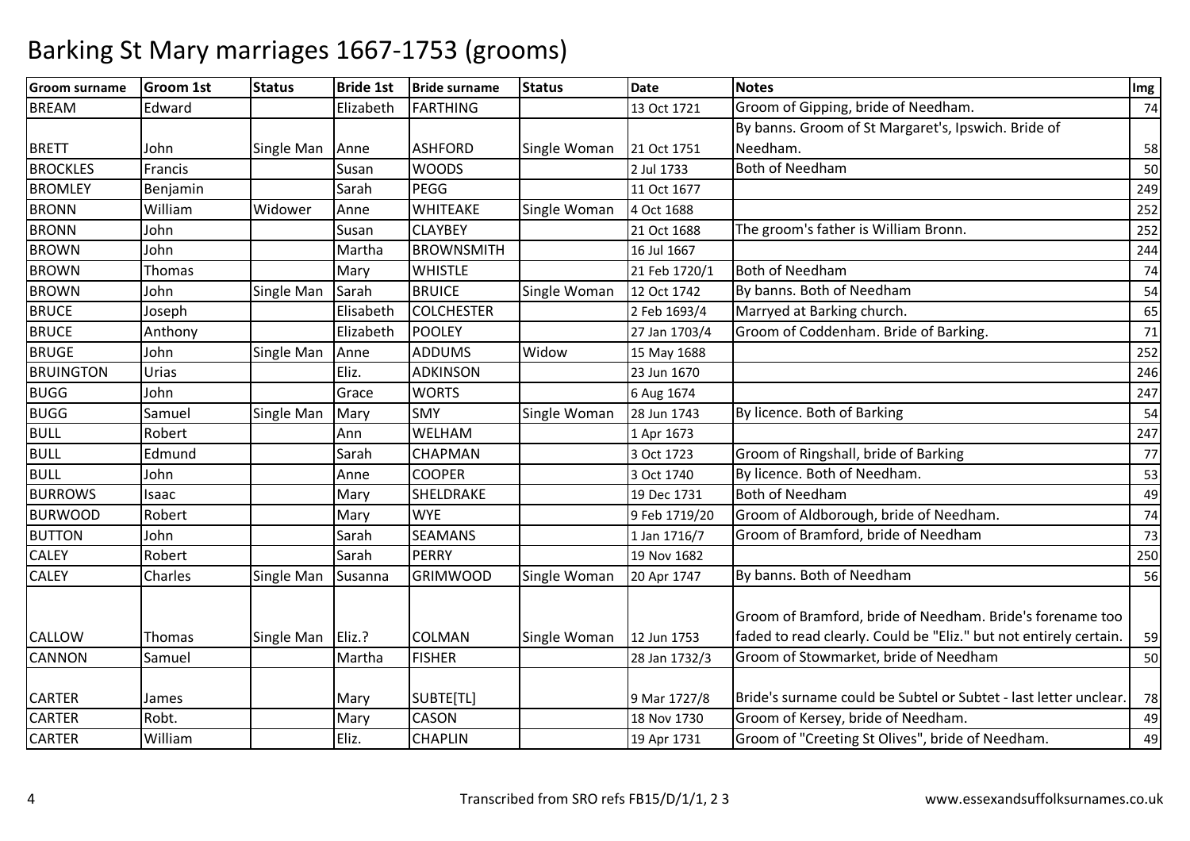# Barking St Mary marriages 1667-1753 (grooms)

| Groom surname | Groom 1st | Status | Bride 1st | Bride surname | Status | Date | Notes | Img |
|---|---|---|---|---|---|---|---|---|
| BREAM | Edward | | Elizabeth | FARTHING | | 13 Oct 1721 | Groom of Gipping, bride of Needham. | 74 |
| BRETT | John | Single Man | Anne | ASHFORD | Single Woman | 21 Oct 1751 | By banns. Groom of St Margaret's, Ipswich. Bride of Needham. | 58 |
| BROCKLES | Francis | | Susan | WOODS | | 2 Jul 1733 | Both of Needham | 50 |
| BROMLEY | Benjamin | | Sarah | PEGG | | 11 Oct 1677 | | 249 |
| BRONN | William | Widower | Anne | WHITEAKE | Single Woman | 4 Oct 1688 | | 252 |
| BRONN | John | | Susan | CLAYBEY | | 21 Oct 1688 | The groom's father is William Bronn. | 252 |
| BROWN | John | | Martha | BROWNSMITH | | 16 Jul 1667 | | 244 |
| BROWN | Thomas | | Mary | WHISTLE | | 21 Feb 1720/1 | Both of Needham | 74 |
| BROWN | John | Single Man | Sarah | BRUICE | Single Woman | 12 Oct 1742 | By banns. Both of Needham | 54 |
| BRUCE | Joseph | | Elisabeth | COLCHESTER | | 2 Feb 1693/4 | Marryed at Barking church. | 65 |
| BRUCE | Anthony | | Elizabeth | POOLEY | | 27 Jan 1703/4 | Groom of Coddenham. Bride of Barking. | 71 |
| BRUGE | John | Single Man | Anne | ADDUMS | Widow | 15 May 1688 | | 252 |
| BRUINGTON | Urias | | Eliz. | ADKINSON | | 23 Jun 1670 | | 246 |
| BUGG | John | | Grace | WORTS | | 6 Aug 1674 | | 247 |
| BUGG | Samuel | Single Man | Mary | SMY | Single Woman | 28 Jun 1743 | By licence. Both of Barking | 54 |
| BULL | Robert | | Ann | WELHAM | | 1 Apr 1673 | | 247 |
| BULL | Edmund | | Sarah | CHAPMAN | | 3 Oct 1723 | Groom of Ringshall, bride of Barking | 77 |
| BULL | John | | Anne | COOPER | | 3 Oct 1740 | By licence. Both of Needham. | 53 |
| BURROWS | Isaac | | Mary | SHELDRAKE | | 19 Dec 1731 | Both of Needham | 49 |
| BURWOOD | Robert | | Mary | WYE | | 9 Feb 1719/20 | Groom of Aldborough, bride of Needham. | 74 |
| BUTTON | John | | Sarah | SEAMANS | | 1 Jan 1716/7 | Groom of Bramford, bride of Needham | 73 |
| CALEY | Robert | | Sarah | PERRY | | 19 Nov 1682 | | 250 |
| CALEY | Charles | Single Man | Susanna | GRIMWOOD | Single Woman | 20 Apr 1747 | By banns. Both of Needham | 56 |
| CALLOW | Thomas | Single Man | Eliz.? | COLMAN | Single Woman | 12 Jun 1753 | Groom of Bramford, bride of Needham. Bride's forename too faded to read clearly. Could be "Eliz." but not entirely certain. | 59 |
| CANNON | Samuel | | Martha | FISHER | | 28 Jan 1732/3 | Groom of Stowmarket, bride of Needham | 50 |
| CARTER | James | | Mary | SUBTE[TL] | | 9 Mar 1727/8 | Bride's surname could be Subtel or Subtet - last letter unclear. | 78 |
| CARTER | Robt. | | Mary | CASON | | 18 Nov 1730 | Groom of Kersey, bride of Needham. | 49 |
| CARTER | William | | Eliz. | CHAPLIN | | 19 Apr 1731 | Groom of "Creeting St Olives", bride of Needham. | 49 |

Transcribed from SRO refs FB15/D/1/1, 2 3 www.essexandsuffolksurnames.co.uk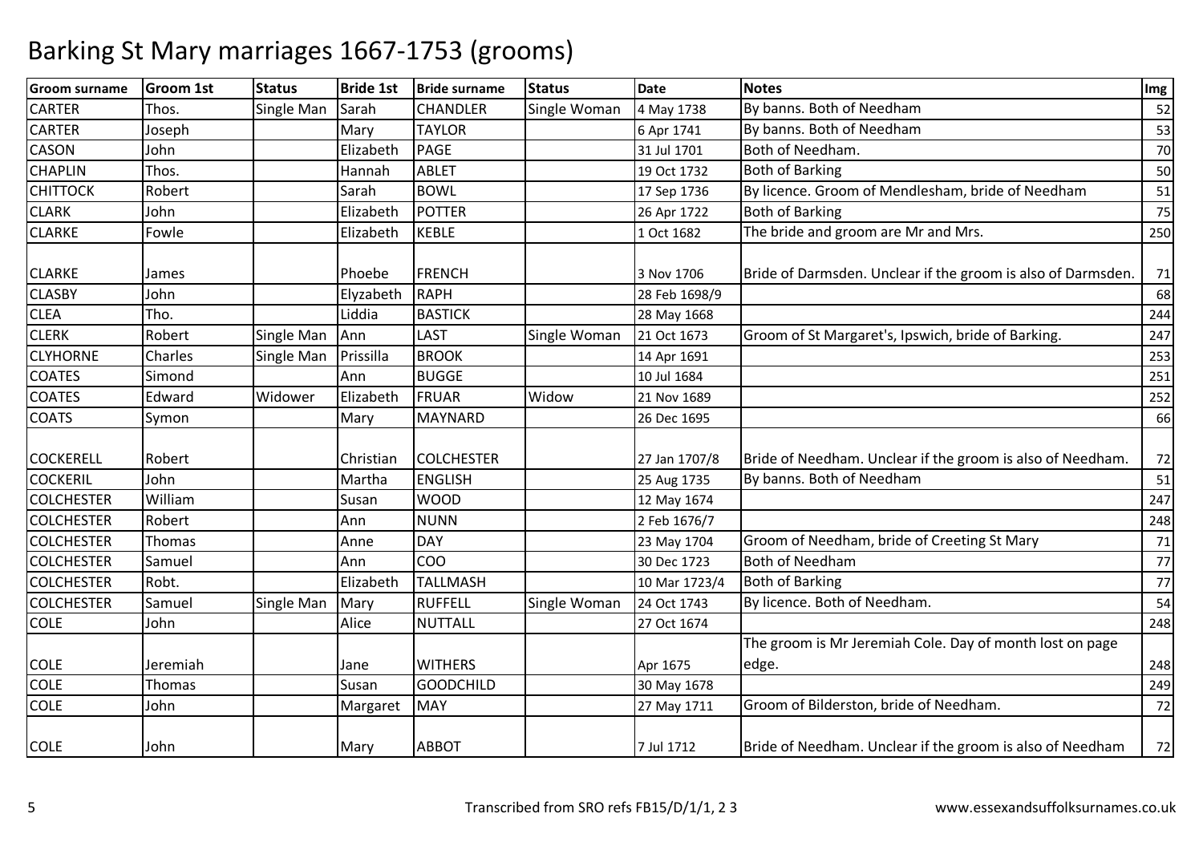# Barking St Mary marriages 1667-1753 (grooms)

| Groom surname | Groom 1st | Status | Bride 1st | Bride surname | Status | Date | Notes | Img |
|---|---|---|---|---|---|---|---|---|
| CARTER | Thos. | Single Man | Sarah | CHANDLER | Single Woman | 4 May 1738 | By banns. Both of Needham | 52 |
| CARTER | Joseph | | Mary | TAYLOR | | 6 Apr 1741 | By banns. Both of Needham | 53 |
| CASON | John | | Elizabeth | PAGE | | 31 Jul 1701 | Both of Needham. | 70 |
| CHAPLIN | Thos. | | Hannah | ABLET | | 19 Oct 1732 | Both of Barking | 50 |
| CHITTOCK | Robert | | Sarah | BOWL | | 17 Sep 1736 | By licence. Groom of Mendlesham, bride of Needham | 51 |
| CLARK | John | | Elizabeth | POTTER | | 26 Apr 1722 | Both of Barking | 75 |
| CLARKE | Fowle | | Elizabeth | KEBLE | | 1 Oct 1682 | The bride and groom are Mr and Mrs. | 250 |
| CLARKE | James | | Phoebe | FRENCH | | 3 Nov 1706 | Bride of Darmsden. Unclear if the groom is also of Darmsden. | 71 |
| CLASBY | John | | Elyzabeth | RAPH | | 28 Feb 1698/9 | | 68 |
| CLEA | Tho. | | Liddia | BASTICK | | 28 May 1668 | | 244 |
| CLERK | Robert | Single Man | Ann | LAST | Single Woman | 21 Oct 1673 | Groom of St Margaret's, Ipswich, bride of Barking. | 247 |
| CLYHORNE | Charles | Single Man | Prissilla | BROOK | | 14 Apr 1691 | | 253 |
| COATES | Simond | | Ann | BUGGE | | 10 Jul 1684 | | 251 |
| COATES | Edward | Widower | Elizabeth | FRUAR | Widow | 21 Nov 1689 | | 252 |
| COATS | Symon | | Mary | MAYNARD | | 26 Dec 1695 | | 66 |
| COCKERELL | Robert | | Christian | COLCHESTER | | 27 Jan 1707/8 | Bride of Needham. Unclear if the groom is also of Needham. | 72 |
| COCKERIL | John | | Martha | ENGLISH | | 25 Aug 1735 | By banns. Both of Needham | 51 |
| COLCHESTER | William | | Susan | WOOD | | 12 May 1674 | | 247 |
| COLCHESTER | Robert | | Ann | NUNN | | 2 Feb 1676/7 | | 248 |
| COLCHESTER | Thomas | | Anne | DAY | | 23 May 1704 | Groom of Needham, bride of Creeting St Mary | 71 |
| COLCHESTER | Samuel | | Ann | COO | | 30 Dec 1723 | Both of Needham | 77 |
| COLCHESTER | Robt. | | Elizabeth | TALLMASH | | 10 Mar 1723/4 | Both of Barking | 77 |
| COLCHESTER | Samuel | Single Man | Mary | RUFFELL | Single Woman | 24 Oct 1743 | By licence. Both of Needham. | 54 |
| COLE | John | | Alice | NUTTALL | | 27 Oct 1674 | | 248 |
| COLE | Jeremiah | | Jane | WITHERS | | Apr 1675 | The groom is Mr Jeremiah Cole. Day of month lost on page edge. | 248 |
| COLE | Thomas | | Susan | GOODCHILD | | 30 May 1678 | | 249 |
| COLE | John | | Margaret | MAY | | 27 May 1711 | Groom of Bilderston, bride of Needham. | 72 |
| COLE | John | | Mary | ABBOT | | 7 Jul 1712 | Bride of Needham. Unclear if the groom is also of Needham | 72 |

Transcribed from SRO refs FB15/D/1/1, 2 3 www.essexandsuffolksurnames.co.uk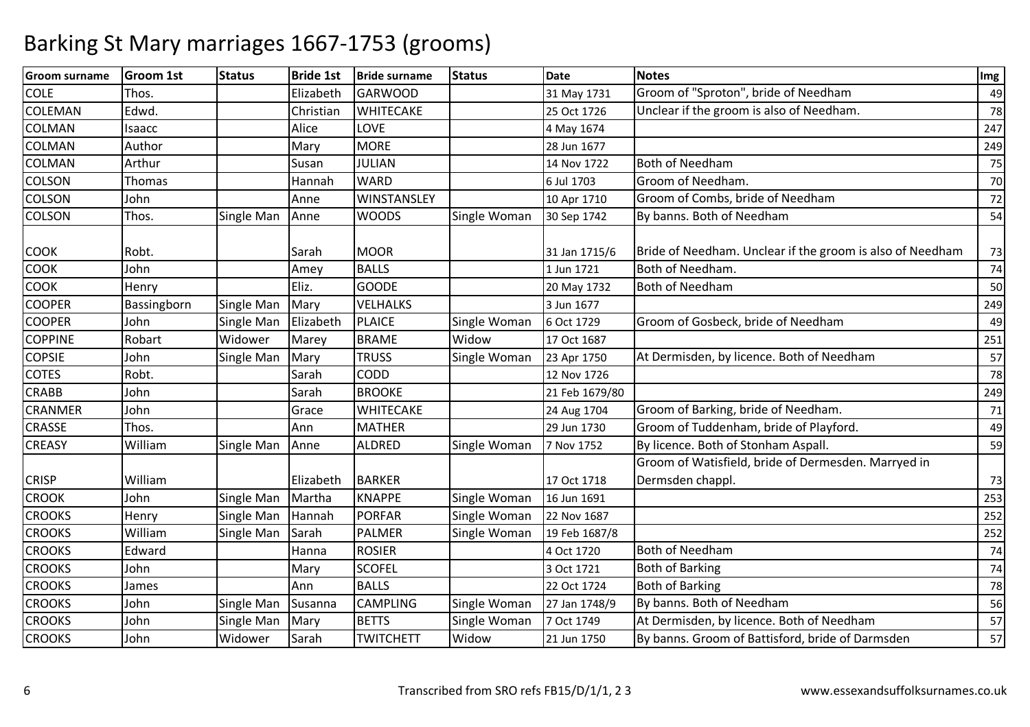# Barking St Mary marriages 1667-1753 (grooms)

| Groom surname | Groom 1st | Status | Bride 1st | Bride surname | Status | Date | Notes | Img |
|---|---|---|---|---|---|---|---|---|
| COLE | Thos. | | Elizabeth | GARWOOD | | 31 May 1731 | Groom of "Sproton", bride of Needham | 49 |
| COLEMAN | Edwd. | | Christian | WHITECAKE | | 25 Oct 1726 | Unclear if the groom is also of Needham. | 78 |
| COLMAN | Isaacc | | Alice | LOVE | | 4 May 1674 | | 247 |
| COLMAN | Author | | Mary | MORE | | 28 Jun 1677 | | 249 |
| COLMAN | Arthur | | Susan | JULIAN | | 14 Nov 1722 | Both of Needham | 75 |
| COLSON | Thomas | | Hannah | WARD | | 6 Jul 1703 | Groom of Needham. | 70 |
| COLSON | John | | Anne | WINSTANSLEY | | 10 Apr 1710 | Groom of Combs, bride of Needham | 72 |
| COLSON | Thos. | Single Man | Anne | WOODS | Single Woman | 30 Sep 1742 | By banns. Both of Needham | 54 |
| COOK | Robt. | | Sarah | MOOR | | 31 Jan 1715/6 | Bride of Needham. Unclear if the groom is also of Needham | 73 |
| COOK | John | | Amey | BALLS | | 1 Jun 1721 | Both of Needham. | 74 |
| COOK | Henry | | Eliz. | GOODE | | 20 May 1732 | Both of Needham | 50 |
| COOPER | Bassingborn | Single Man | Mary | VELHALKS | | 3 Jun 1677 | | 249 |
| COOPER | John | Single Man | Elizabeth | PLAICE | Single Woman | 6 Oct 1729 | Groom of Gosbeck, bride of Needham | 49 |
| COPPINE | Robart | Widower | Marey | BRAME | Widow | 17 Oct 1687 | | 251 |
| COPSIE | John | Single Man | Mary | TRUSS | Single Woman | 23 Apr 1750 | At Dermisden, by licence. Both of Needham | 57 |
| COTES | Robt. | | Sarah | CODD | | 12 Nov 1726 | | 78 |
| CRABB | John | | Sarah | BROOKE | | 21 Feb 1679/80 | | 249 |
| CRANMER | John | | Grace | WHITECAKE | | 24 Aug 1704 | Groom of Barking, bride of Needham. | 71 |
| CRASSE | Thos. | | Ann | MATHER | | 29 Jun 1730 | Groom of Tuddenham, bride of Playford. | 49 |
| CREASY | William | Single Man | Anne | ALDRED | Single Woman | 7 Nov 1752 | By licence. Both of Stonham Aspall. | 59 |
| CRISP | William | | Elizabeth | BARKER | | 17 Oct 1718 | Groom of Watisfield, bride of Dermesden. Marryed in Dermsden chappl. | 73 |
| CROOK | John | Single Man | Martha | KNAPPE | Single Woman | 16 Jun 1691 | | 253 |
| CROOKS | Henry | Single Man | Hannah | PORFAR | Single Woman | 22 Nov 1687 | | 252 |
| CROOKS | William | Single Man | Sarah | PALMER | Single Woman | 19 Feb 1687/8 | | 252 |
| CROOKS | Edward | | Hanna | ROSIER | | 4 Oct 1720 | Both of Needham | 74 |
| CROOKS | John | | Mary | SCOFEL | | 3 Oct 1721 | Both of Barking | 74 |
| CROOKS | James | | Ann | BALLS | | 22 Oct 1724 | Both of Barking | 78 |
| CROOKS | John | Single Man | Susanna | CAMPLING | Single Woman | 27 Jan 1748/9 | By banns. Both of Needham | 56 |
| CROOKS | John | Single Man | Mary | BETTS | Single Woman | 7 Oct 1749 | At Dermisden, by licence. Both of Needham | 57 |
| CROOKS | John | Widower | Sarah | TWITCHETT | Widow | 21 Jun 1750 | By banns. Groom of Battisford, bride of Darmsden | 57 |

Transcribed from SRO refs FB15/D/1/1, 2 3

www.essexandsuffolksurnames.co.uk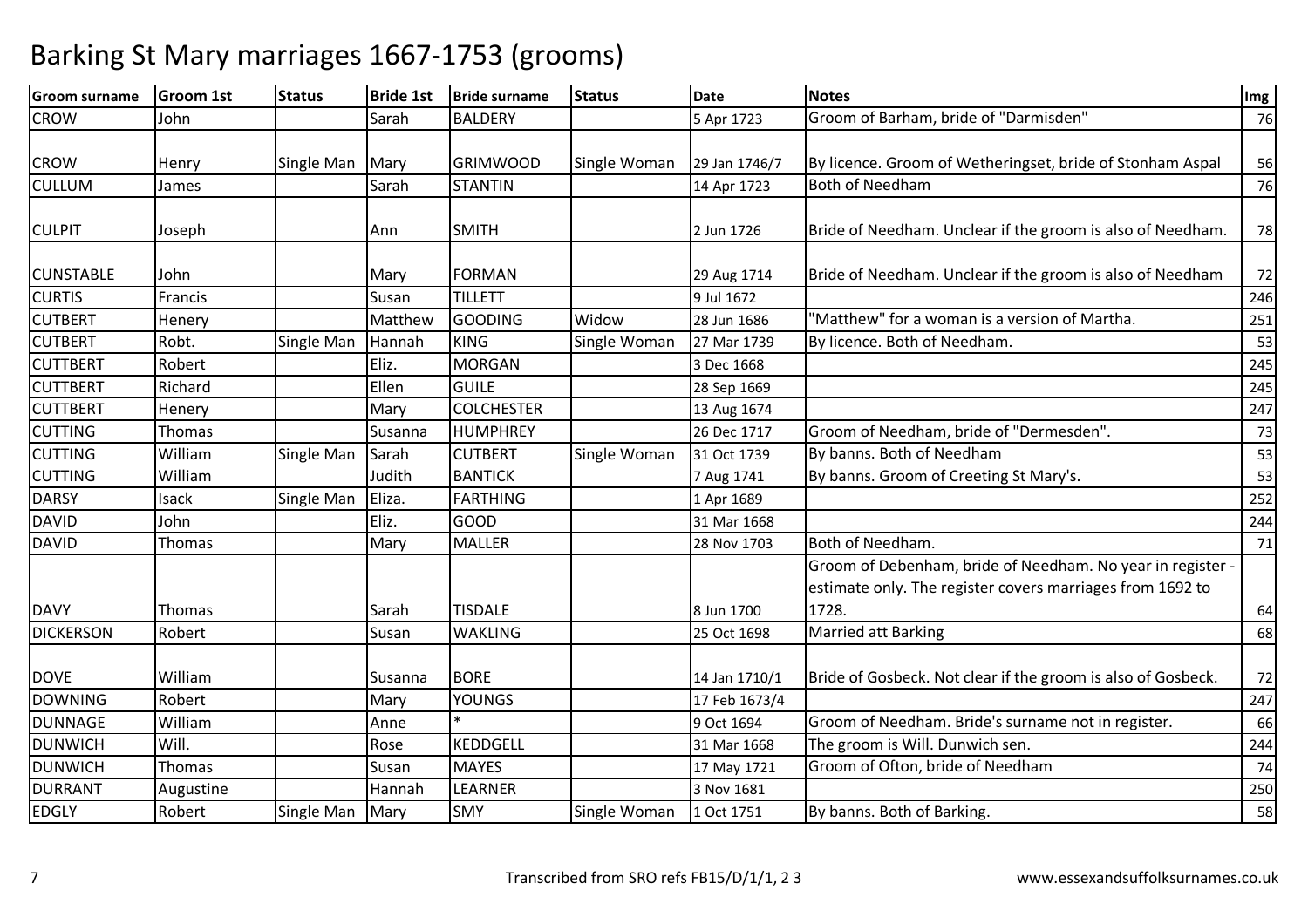# Barking St Mary marriages 1667-1753 (grooms)

| Groom surname | Groom 1st | Status | Bride 1st | Bride surname | Status | Date | Notes | Img |
|---|---|---|---|---|---|---|---|---|
| CROW | John | | Sarah | BALDERY | | 5 Apr 1723 | Groom of Barham, bride of "Darmisden" | 76 |
| CROW | Henry | Single Man | Mary | GRIMWOOD | Single Woman | 29 Jan 1746/7 | By licence. Groom of Wetheringset, bride of Stonham Aspal | 56 |
| CULLUM | James | | Sarah | STANTIN | | 14 Apr 1723 | Both of Needham | 76 |
| CULPIT | Joseph | | Ann | SMITH | | 2 Jun 1726 | Bride of Needham. Unclear if the groom is also of Needham. | 78 |
| CUNSTABLE | John | | Mary | FORMAN | | 29 Aug 1714 | Bride of Needham. Unclear if the groom is also of Needham | 72 |
| CURTIS | Francis | | Susan | TILLETT | | 9 Jul 1672 | | 246 |
| CUTBERT | Henery | | Matthew | GOODING | Widow | 28 Jun 1686 | "Matthew" for a woman is a version of Martha. | 251 |
| CUTBERT | Robt. | Single Man | Hannah | KING | Single Woman | 27 Mar 1739 | By licence. Both of Needham. | 53 |
| CUTTBERT | Robert | | Eliz. | MORGAN | | 3 Dec 1668 | | 245 |
| CUTTBERT | Richard | | Ellen | GUILE | | 28 Sep 1669 | | 245 |
| CUTTBERT | Henery | | Mary | COLCHESTER | | 13 Aug 1674 | | 247 |
| CUTTING | Thomas | | Susanna | HUMPHREY | | 26 Dec 1717 | Groom of Needham, bride of "Dermesden". | 73 |
| CUTTING | William | Single Man | Sarah | CUTBERT | Single Woman | 31 Oct 1739 | By banns. Both of Needham | 53 |
| CUTTING | William | | Judith | BANTICK | | 7 Aug 1741 | By banns. Groom of Creeting St Mary's. | 53 |
| DARSY | Isack | Single Man | Eliza. | FARTHING | | 1 Apr 1689 | | 252 |
| DAVID | John | | Eliz. | GOOD | | 31 Mar 1668 | | 244 |
| DAVID | Thomas | | Mary | MALLER | | 28 Nov 1703 | Both of Needham. | 71 |
| DAVY | Thomas | | Sarah | TISDALE | | 8 Jun 1700 | Groom of Debenham, bride of Needham. No year in register - estimate only. The register covers marriages from 1692 to 1728. | 64 |
| DICKERSON | Robert | | Susan | WAKLING | | 25 Oct 1698 | Married att Barking | 68 |
| DOVE | William | | Susanna | BORE | | 14 Jan 1710/1 | Bride of Gosbeck. Not clear if the groom is also of Gosbeck. | 72 |
| DOWNING | Robert | | Mary | YOUNGS | | 17 Feb 1673/4 | | 247 |
| DUNNAGE | William | | Anne | * | | 9 Oct 1694 | Groom of Needham. Bride's surname not in register. | 66 |
| DUNWICH | Will. | | Rose | KEDDGELL | | 31 Mar 1668 | The groom is Will. Dunwich sen. | 244 |
| DUNWICH | Thomas | | Susan | MAYES | | 17 May 1721 | Groom of Ofton, bride of Needham | 74 |
| DURRANT | Augustine | | Hannah | LEARNER | | 3 Nov 1681 | | 250 |
| EDGLY | Robert | Single Man | Mary | SMY | Single Woman | 1 Oct 1751 | By banns. Both of Barking. | 58 |

Transcribed from SRO refs FB15/D/1/1, 2 3 www.essexandsuffolksurnames.co.uk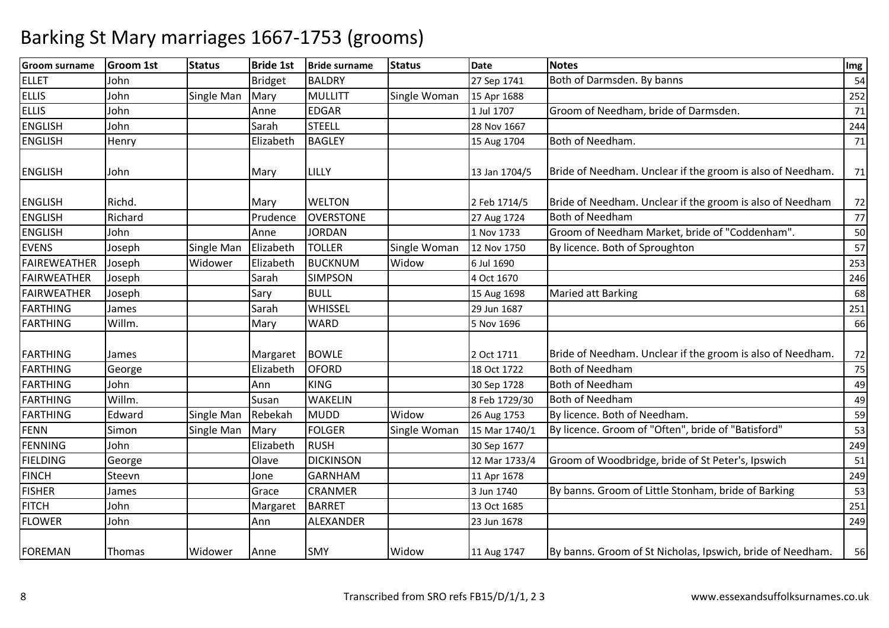# Barking St Mary marriages 1667-1753 (grooms)

| Groom surname | Groom 1st | Status | Bride 1st | Bride surname | Status | Date | Notes | Img |
|---|---|---|---|---|---|---|---|---|
| ELLET | John | | Bridget | BALDRY | | 27 Sep 1741 | Both of Darmsden. By banns | 54 |
| ELLIS | John | Single Man | Mary | MULLITT | Single Woman | 15 Apr 1688 | | 252 |
| ELLIS | John | | Anne | EDGAR | | 1 Jul 1707 | Groom of Needham, bride of Darmsden. | 71 |
| ENGLISH | John | | Sarah | STEELL | | 28 Nov 1667 | | 244 |
| ENGLISH | Henry | | Elizabeth | BAGLEY | | 15 Aug 1704 | Both of Needham. | 71 |
| ENGLISH | John | | Mary | LILLY | | 13 Jan 1704/5 | Bride of Needham. Unclear if the groom is also of Needham. | 71 |
| ENGLISH | Richd. | | Mary | WELTON | | 2 Feb 1714/5 | Bride of Needham. Unclear if the groom is also of Needham | 72 |
| ENGLISH | Richard | | Prudence | OVERSTONE | | 27 Aug 1724 | Both of Needham | 77 |
| ENGLISH | John | | Anne | JORDAN | | 1 Nov 1733 | Groom of Needham Market, bride of "Coddenham". | 50 |
| EVENS | Joseph | Single Man | Elizabeth | TOLLER | Single Woman | 12 Nov 1750 | By licence. Both of Sproughton | 57 |
| FAIREWEATHER | Joseph | Widower | Elizabeth | BUCKNUM | Widow | 6 Jul 1690 | | 253 |
| FAIRWEATHER | Joseph | | Sarah | SIMPSON | | 4 Oct 1670 | | 246 |
| FAIRWEATHER | Joseph | | Sary | BULL | | 15 Aug 1698 | Maried att Barking | 68 |
| FARTHING | James | | Sarah | WHISSEL | | 29 Jun 1687 | | 251 |
| FARTHING | Willm. | | Mary | WARD | | 5 Nov 1696 | | 66 |
| FARTHING | James | | Margaret | BOWLE | | 2 Oct 1711 | Bride of Needham. Unclear if the groom is also of Needham. | 72 |
| FARTHING | George | | Elizabeth | OFORD | | 18 Oct 1722 | Both of Needham | 75 |
| FARTHING | John | | Ann | KING | | 30 Sep 1728 | Both of Needham | 49 |
| FARTHING | Willm. | | Susan | WAKELIN | | 8 Feb 1729/30 | Both of Needham | 49 |
| FARTHING | Edward | Single Man | Rebekah | MUDD | Widow | 26 Aug 1753 | By licence. Both of Needham. | 59 |
| FENN | Simon | Single Man | Mary | FOLGER | Single Woman | 15 Mar 1740/1 | By licence. Groom of "Often", bride of "Batisford" | 53 |
| FENNING | John | | Elizabeth | RUSH | | 30 Sep 1677 | | 249 |
| FIELDING | George | | Olave | DICKINSON | | 12 Mar 1733/4 | Groom of Woodbridge, bride of St Peter's, Ipswich | 51 |
| FINCH | Steevn | | Jone | GARNHAM | | 11 Apr 1678 | | 249 |
| FISHER | James | | Grace | CRANMER | | 3 Jun 1740 | By banns. Groom of Little Stonham, bride of Barking | 53 |
| FITCH | John | | Margaret | BARRET | | 13 Oct 1685 | | 251 |
| FLOWER | John | | Ann | ALEXANDER | | 23 Jun 1678 | | 249 |
| FOREMAN | Thomas | Widower | Anne | SMY | Widow | 11 Aug 1747 | By banns. Groom of St Nicholas, Ipswich, bride of Needham. | 56 |

Transcribed from SRO refs FB15/D/1/1, 2 3 www.essexandsuffolksurnames.co.uk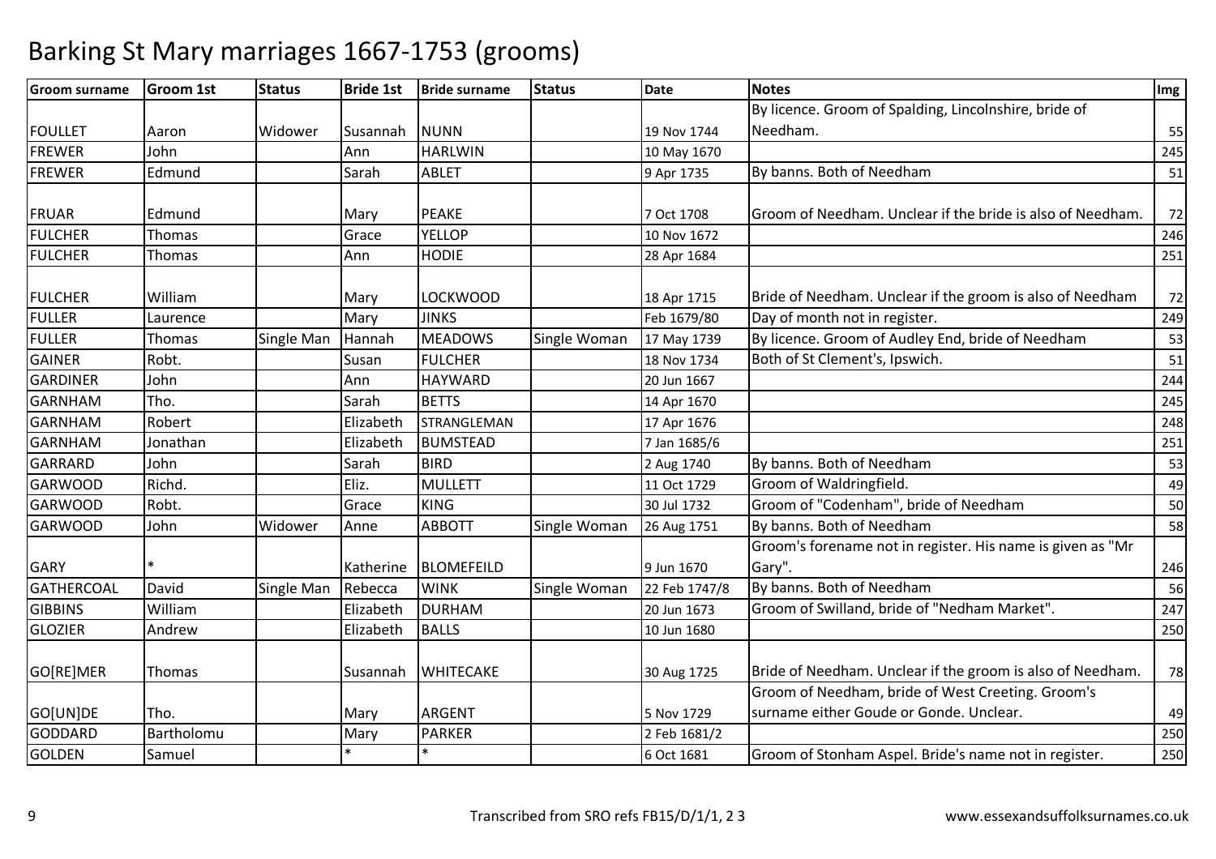# Barking St Mary marriages 1667-1753 (grooms)

| Groom surname | Groom 1st | Status | Bride 1st | Bride surname | Status | Date | Notes | Img |
|---|---|---|---|---|---|---|---|---|
| FOULLET | Aaron | Widower | Susannah | NUNN | | 19 Nov 1744 | By licence. Groom of Spalding, Lincolnshire, bride of Needham. | 55 |
| FREWER | John | | Ann | HARLWIN | | 10 May 1670 | | 245 |
| FREWER | Edmund | | Sarah | ABLET | | 9 Apr 1735 | By banns. Both of Needham | 51 |
| FRUAR | Edmund | | Mary | PEAKE | | 7 Oct 1708 | Groom of Needham. Unclear if the bride is also of Needham. | 72 |
| FULCHER | Thomas | | Grace | YELLOP | | 10 Nov 1672 | | 246 |
| FULCHER | Thomas | | Ann | HODIE | | 28 Apr 1684 | | 251 |
| FULCHER | William | | Mary | LOCKWOOD | | 18 Apr 1715 | Bride of Needham. Unclear if the groom is also of Needham | 72 |
| FULLER | Laurence | | Mary | JINKS | | Feb 1679/80 | Day of month not in register. | 249 |
| FULLER | Thomas | Single Man | Hannah | MEADOWS | Single Woman | 17 May 1739 | By licence. Groom of Audley End, bride of Needham | 53 |
| GAINER | Robt. | | Susan | FULCHER | | 18 Nov 1734 | Both of St Clement's, Ipswich. | 51 |
| GARDINER | John | | Ann | HAYWARD | | 20 Jun 1667 | | 244 |
| GARNHAM | Tho. | | Sarah | BETTS | | 14 Apr 1670 | | 245 |
| GARNHAM | Robert | | Elizabeth | STRANGLEMAN | | 17 Apr 1676 | | 248 |
| GARNHAM | Jonathan | | Elizabeth | BUMSTEAD | | 7 Jan 1685/6 | | 251 |
| GARRARD | John | | Sarah | BIRD | | 2 Aug 1740 | By banns. Both of Needham | 53 |
| GARWOOD | Richd. | | Eliz. | MULLETT | | 11 Oct 1729 | Groom of Waldringfield. | 49 |
| GARWOOD | Robt. | | Grace | KING | | 30 Jul 1732 | Groom of "Codenham", bride of Needham | 50 |
| GARWOOD | John | Widower | Anne | ABBOTT | Single Woman | 26 Aug 1751 | By banns. Both of Needham | 58 |
| GARY | * | | Katherine | BLOMEFEILD | | 9 Jun 1670 | Groom's forename not in register. His name is given as "Mr Gary". | 246 |
| GATHERCOAL | David | Single Man | Rebecca | WINK | Single Woman | 22 Feb 1747/8 | By banns. Both of Needham | 56 |
| GIBBINS | William | | Elizabeth | DURHAM | | 20 Jun 1673 | Groom of Swilland, bride of "Nedham Market". | 247 |
| GLOZIER | Andrew | | Elizabeth | BALLS | | 10 Jun 1680 | | 250 |
| GO[RE]MER | Thomas | | Susannah | WHITECAKE | | 30 Aug 1725 | Bride of Needham. Unclear if the groom is also of Needham. | 78 |
| GO[UN]DE | Tho. | | Mary | ARGENT | | 5 Nov 1729 | Groom of Needham, bride of West Creeting. Groom's surname either Goude or Gonde. Unclear. | 49 |
| GODDARD | Bartholomu | | Mary | PARKER | | 2 Feb 1681/2 | | 250 |
| GOLDEN | Samuel | | * | * | | 6 Oct 1681 | Groom of Stonham Aspel. Bride's name not in register. | 250 |

Transcribed from SRO refs FB15/D/1/1, 2 3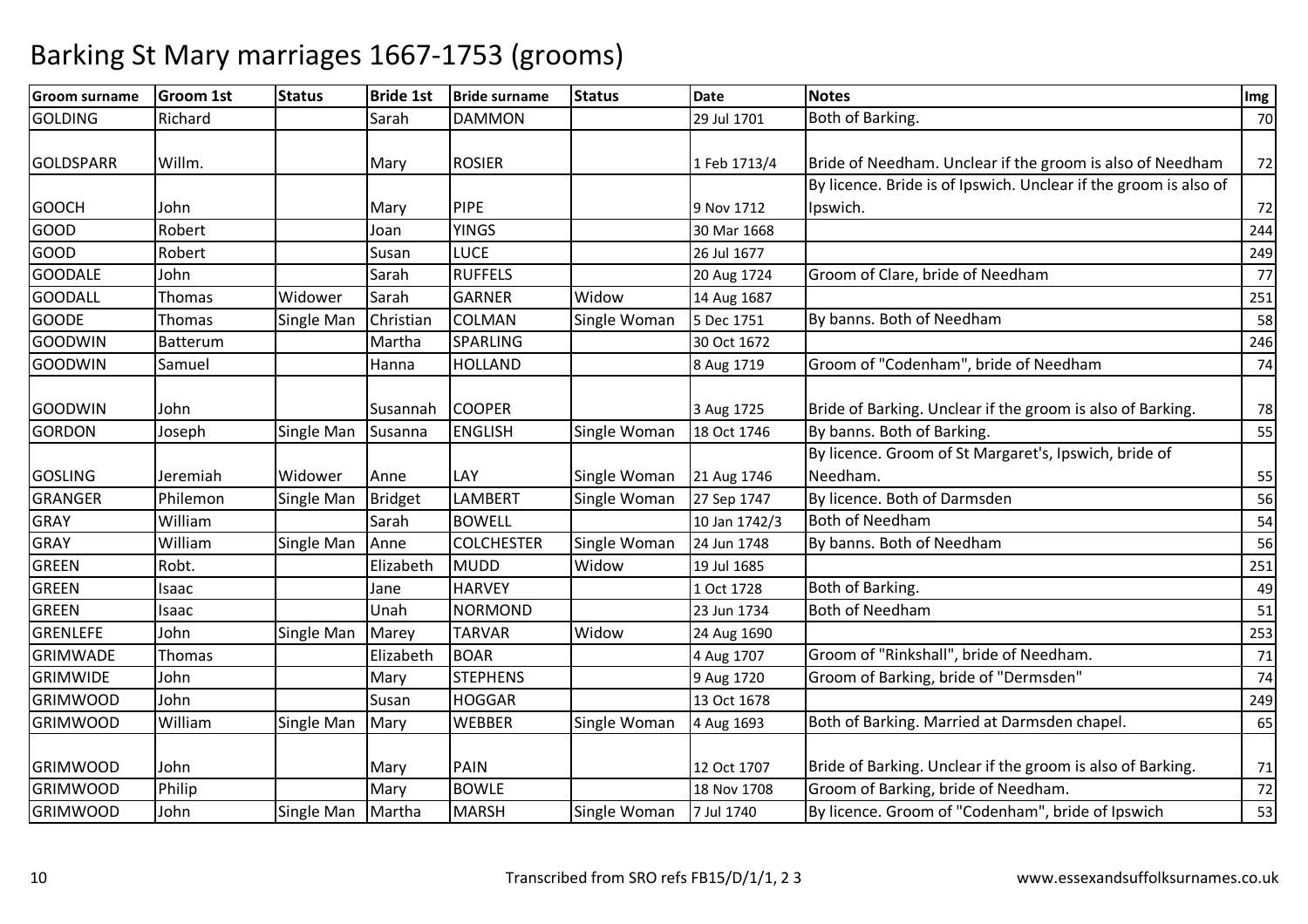# Barking St Mary marriages 1667-1753 (grooms)

| Groom surname | Groom 1st | Status | Bride 1st | Bride surname | Status | Date | Notes | Img |
|---|---|---|---|---|---|---|---|---|
| GOLDING | Richard | | Sarah | DAMMON | | 29 Jul 1701 | Both of Barking. | 70 |
| GOLDSPARR | Willm. | | Mary | ROSIER | | 1 Feb 1713/4 | Bride of Needham. Unclear if the groom is also of Needham | 72 |
| GOOCH | John | | Mary | PIPE | | 9 Nov 1712 | By licence. Bride is of Ipswich. Unclear if the groom is also of Ipswich. | 72 |
| GOOD | Robert | | Joan | YINGS | | 30 Mar 1668 | | 244 |
| GOOD | Robert | | Susan | LUCE | | 26 Jul 1677 | | 249 |
| GOODALE | John | | Sarah | RUFFELS | | 20 Aug 1724 | Groom of Clare, bride of Needham | 77 |
| GOODALL | Thomas | Widower | Sarah | GARNER | Widow | 14 Aug 1687 | | 251 |
| GOODE | Thomas | Single Man | Christian | COLMAN | Single Woman | 5 Dec 1751 | By banns. Both of Needham | 58 |
| GOODWIN | Batterum | | Martha | SPARLING | | 30 Oct 1672 | | 246 |
| GOODWIN | Samuel | | Hanna | HOLLAND | | 8 Aug 1719 | Groom of "Codenham", bride of Needham | 74 |
| GOODWIN | John | | Susannah | COOPER | | 3 Aug 1725 | Bride of Barking. Unclear if the groom is also of Barking. | 78 |
| GORDON | Joseph | Single Man | Susanna | ENGLISH | Single Woman | 18 Oct 1746 | By banns. Both of Barking. | 55 |
| GOSLING | Jeremiah | Widower | Anne | LAY | Single Woman | 21 Aug 1746 | By licence. Groom of St Margaret's, Ipswich, bride of Needham. | 55 |
| GRANGER | Philemon | Single Man | Bridget | LAMBERT | Single Woman | 27 Sep 1747 | By licence. Both of Darmsden | 56 |
| GRAY | William | | Sarah | BOWELL | | 10 Jan 1742/3 | Both of Needham | 54 |
| GRAY | William | Single Man | Anne | COLCHESTER | Single Woman | 24 Jun 1748 | By banns. Both of Needham | 56 |
| GREEN | Robt. | | Elizabeth | MUDD | Widow | 19 Jul 1685 | | 251 |
| GREEN | Isaac | | Jane | HARVEY | | 1 Oct 1728 | Both of Barking. | 49 |
| GREEN | Isaac | | Unah | NORMOND | | 23 Jun 1734 | Both of Needham | 51 |
| GRENLEFE | John | Single Man | Marey | TARVAR | Widow | 24 Aug 1690 | | 253 |
| GRIMWADE | Thomas | | Elizabeth | BOAR | | 4 Aug 1707 | Groom of "Rinkshall", bride of Needham. | 71 |
| GRIMWIDE | John | | Mary | STEPHENS | | 9 Aug 1720 | Groom of Barking, bride of "Dermsden" | 74 |
| GRIMWOOD | John | | Susan | HOGGAR | | 13 Oct 1678 | | 249 |
| GRIMWOOD | William | Single Man | Mary | WEBBER | Single Woman | 4 Aug 1693 | Both of Barking. Married at Darmsden chapel. | 65 |
| GRIMWOOD | John | | Mary | PAIN | | 12 Oct 1707 | Bride of Barking. Unclear if the groom is also of Barking. | 71 |
| GRIMWOOD | Philip | | Mary | BOWLE | | 18 Nov 1708 | Groom of Barking, bride of Needham. | 72 |
| GRIMWOOD | John | Single Man | Martha | MARSH | Single Woman | 7 Jul 1740 | By licence. Groom of "Codenham", bride of Ipswich | 53 |

Transcribed from SRO refs FB15/D/1/1, 2 3

www.essexandsuffolksurnames.co.uk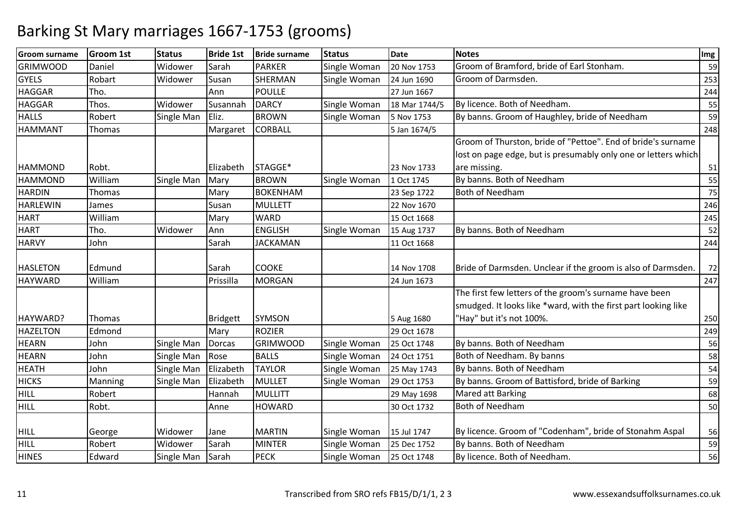# Barking St Mary marriages 1667-1753 (grooms)

| Groom surname | Groom 1st | Status | Bride 1st | Bride surname | Status | Date | Notes | Img |
|---|---|---|---|---|---|---|---|---|
| GRIMWOOD | Daniel | Widower | Sarah | PARKER | Single Woman | 20 Nov 1753 | Groom of Bramford, bride of Earl Stonham. | 59 |
| GYELS | Robart | Widower | Susan | SHERMAN | Single Woman | 24 Jun 1690 | Groom of Darmsden. | 253 |
| HAGGAR | Tho. | | Ann | POULLE | | 27 Jun 1667 | | 244 |
| HAGGAR | Thos. | Widower | Susannah | DARCY | Single Woman | 18 Mar 1744/5 | By licence. Both of Needham. | 55 |
| HALLS | Robert | Single Man | Eliz. | BROWN | Single Woman | 5 Nov 1753 | By banns. Groom of Haughley, bride of Needham | 59 |
| HAMMANT | Thomas | | Margaret | CORBALL | | 5 Jan 1674/5 | | 248 |
| HAMMOND | Robt. | | Elizabeth | STAGGE* | | 23 Nov 1733 | Groom of Thurston, bride of "Pettoe". End of bride's surname lost on page edge, but is presumably only one or letters which are missing. | 51 |
| HAMMOND | William | Single Man | Mary | BROWN | Single Woman | 1 Oct 1745 | By banns. Both of Needham | 55 |
| HARDIN | Thomas | | Mary | BOKENHAM | | 23 Sep 1722 | Both of Needham | 75 |
| HARLEWIN | James | | Susan | MULLETT | | 22 Nov 1670 | | 246 |
| HART | William | | Mary | WARD | | 15 Oct 1668 | | 245 |
| HART | Tho. | Widower | Ann | ENGLISH | Single Woman | 15 Aug 1737 | By banns. Both of Needham | 52 |
| HARVY | John | | Sarah | JACKAMAN | | 11 Oct 1668 | | 244 |
| HASLETON | Edmund | | Sarah | COOKE | | 14 Nov 1708 | Bride of Darmsden. Unclear if the groom is also of Darmsden. | 72 |
| HAYWARD | William | | Prissilla | MORGAN | | 24 Jun 1673 | | 247 |
| HAYWARD? | Thomas | | Bridgett | SYMSON | | 5 Aug 1680 | The first few letters of the groom's surname have been smudged. It looks like *ward, with the first part looking like "Hay" but it's not 100%. | 250 |
| HAZELTON | Edmond | | Mary | ROZIER | | 29 Oct 1678 | | 249 |
| HEARN | John | Single Man | Dorcas | GRIMWOOD | Single Woman | 25 Oct 1748 | By banns. Both of Needham | 56 |
| HEARN | John | Single Man | Rose | BALLS | Single Woman | 24 Oct 1751 | Both of Needham. By banns | 58 |
| HEATH | John | Single Man | Elizabeth | TAYLOR | Single Woman | 25 May 1743 | By banns. Both of Needham | 54 |
| HICKS | Manning | Single Man | Elizabeth | MULLET | Single Woman | 29 Oct 1753 | By banns. Groom of Battisford, bride of Barking | 59 |
| HILL | Robert | | Hannah | MULLITT | | 29 May 1698 | Mared att Barking | 68 |
| HILL | Robt. | | Anne | HOWARD | | 30 Oct 1732 | Both of Needham | 50 |
| HILL | George | Widower | Jane | MARTIN | Single Woman | 15 Jul 1747 | By licence. Groom of "Codenham", bride of Stonahm Aspal | 56 |
| HILL | Robert | Widower | Sarah | MINTER | Single Woman | 25 Dec 1752 | By banns. Both of Needham | 59 |
| HINES | Edward | Single Man | Sarah | PECK | Single Woman | 25 Oct 1748 | By licence. Both of Needham. | 56 |

Transcribed from SRO refs FB15/D/1/1, 2 3

www.essexandsuffolksurnames.co.uk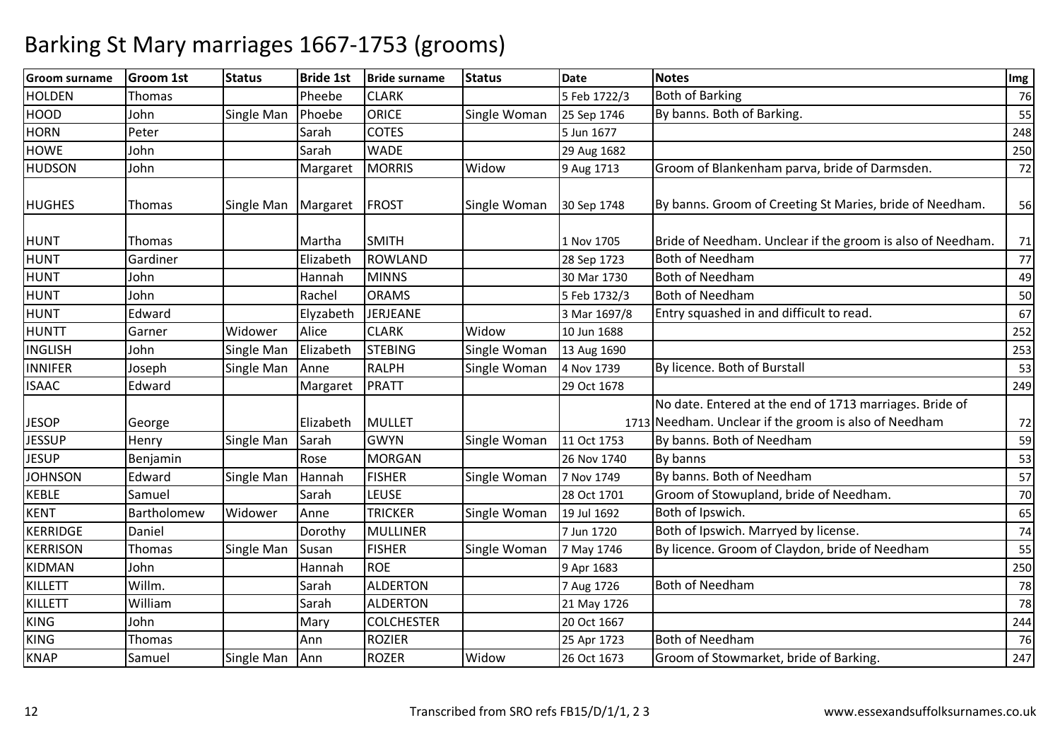# Barking St Mary marriages 1667-1753 (grooms)

| Groom surname | Groom 1st | Status | Bride 1st | Bride surname | Status | Date | Notes | Img |
|---|---|---|---|---|---|---|---|---|
| HOLDEN | Thomas | | Pheebe | CLARK | | 5 Feb 1722/3 | Both of Barking | 76 |
| HOOD | John | Single Man | Phoebe | ORICE | Single Woman | 25 Sep 1746 | By banns. Both of Barking. | 55 |
| HORN | Peter | | Sarah | COTES | | 5 Jun 1677 | | 248 |
| HOWE | John | | Sarah | WADE | | 29 Aug 1682 | | 250 |
| HUDSON | John | | Margaret | MORRIS | Widow | 9 Aug 1713 | Groom of Blankenham parva, bride of Darmsden. | 72 |
| HUGHES | Thomas | Single Man | Margaret | FROST | Single Woman | 30 Sep 1748 | By banns. Groom of Creeting St Maries, bride of Needham. | 56 |
| HUNT | Thomas | | Martha | SMITH | | 1 Nov 1705 | Bride of Needham. Unclear if the groom is also of Needham. | 71 |
| HUNT | Gardiner | | Elizabeth | ROWLAND | | 28 Sep 1723 | Both of Needham | 77 |
| HUNT | John | | Hannah | MINNS | | 30 Mar 1730 | Both of Needham | 49 |
| HUNT | John | | Rachel | ORAMS | | 5 Feb 1732/3 | Both of Needham | 50 |
| HUNT | Edward | | Elyzabeth | JERJEANE | | 3 Mar 1697/8 | Entry squashed in and difficult to read. | 67 |
| HUNTT | Garner | Widower | Alice | CLARK | Widow | 10 Jun 1688 | | 252 |
| INGLISH | John | Single Man | Elizabeth | STEBING | Single Woman | 13 Aug 1690 | | 253 |
| INNIFER | Joseph | Single Man | Anne | RALPH | Single Woman | 4 Nov 1739 | By licence. Both of Burstall | 53 |
| ISAAC | Edward | | Margaret | PRATT | | 29 Oct 1678 | | 249 |
| JESOP | George | | Elizabeth | MULLET | | 1713 | No date. Entered at the end of 1713 marriages. Bride of Needham. Unclear if the groom is also of Needham | 72 |
| JESSUP | Henry | Single Man | Sarah | GWYN | Single Woman | 11 Oct 1753 | By banns. Both of Needham | 59 |
| JESUP | Benjamin | | Rose | MORGAN | | 26 Nov 1740 | By banns | 53 |
| JOHNSON | Edward | Single Man | Hannah | FISHER | Single Woman | 7 Nov 1749 | By banns. Both of Needham | 57 |
| KEBLE | Samuel | | Sarah | LEUSE | | 28 Oct 1701 | Groom of Stowupland, bride of Needham. | 70 |
| KENT | Bartholomew | Widower | Anne | TRICKER | Single Woman | 19 Jul 1692 | Both of Ipswich. | 65 |
| KERRIDGE | Daniel | | Dorothy | MULLINER | | 7 Jun 1720 | Both of Ipswich. Marryed by license. | 74 |
| KERRISON | Thomas | Single Man | Susan | FISHER | Single Woman | 7 May 1746 | By licence. Groom of Claydon, bride of Needham | 55 |
| KIDMAN | John | | Hannah | ROE | | 9 Apr 1683 | | 250 |
| KILLETT | Willm. | | Sarah | ALDERTON | | 7 Aug 1726 | Both of Needham | 78 |
| KILLETT | William | | Sarah | ALDERTON | | 21 May 1726 | | 78 |
| KING | John | | Mary | COLCHESTER | | 20 Oct 1667 | | 244 |
| KING | Thomas | | Ann | ROZIER | | 25 Apr 1723 | Both of Needham | 76 |
| KNAP | Samuel | Single Man | Ann | ROZER | Widow | 26 Oct 1673 | Groom of Stowmarket, bride of Barking. | 247 |

Transcribed from SRO refs FB15/D/1/1, 2 3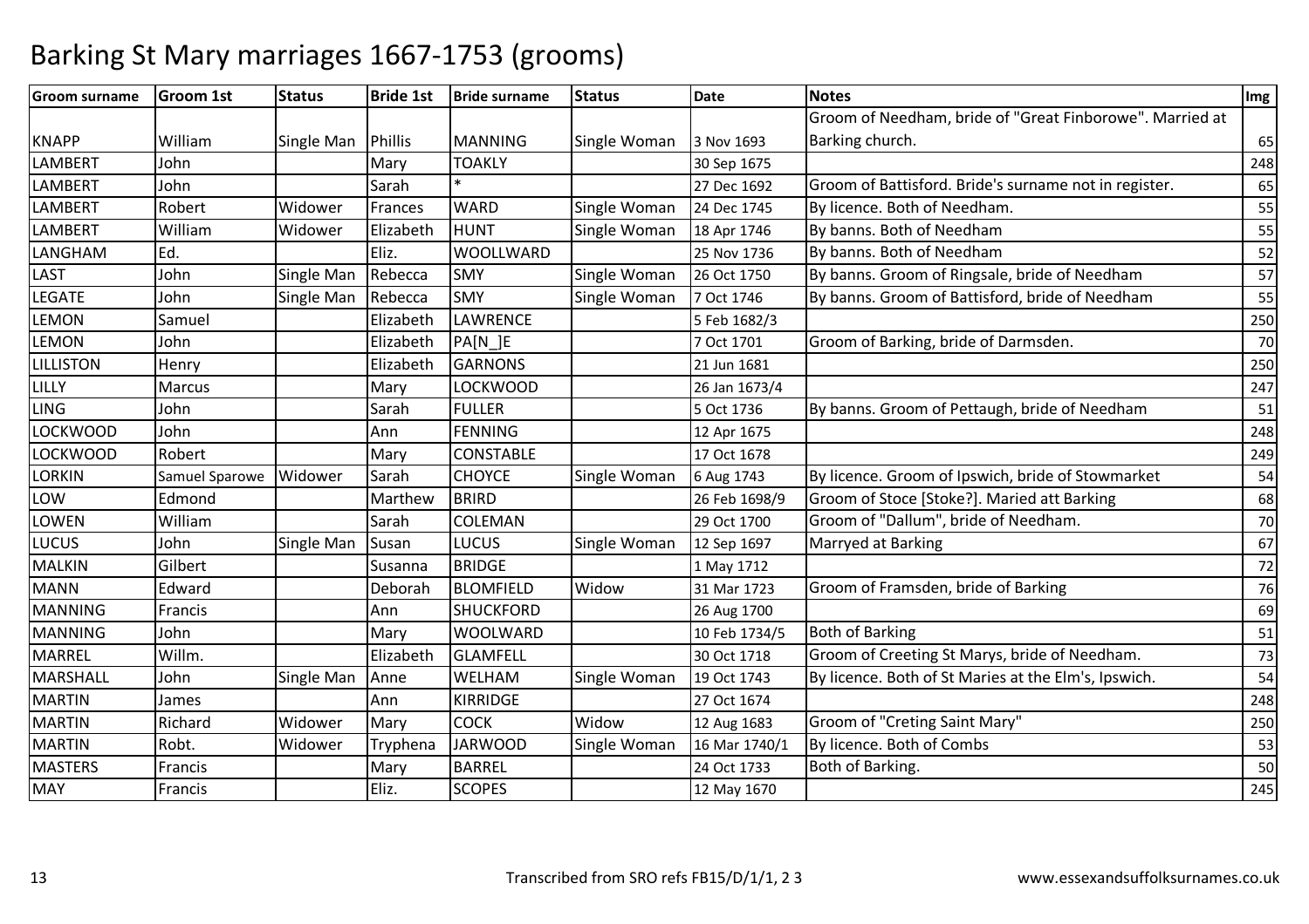# Barking St Mary marriages 1667-1753 (grooms)

| Groom surname | Groom 1st | Status | Bride 1st | Bride surname | Status | Date | Notes | Img |
|---|---|---|---|---|---|---|---|---|
| KNAPP | William | Single Man | Phillis | MANNING | Single Woman | 3 Nov 1693 | Groom of Needham, bride of "Great Finborowe". Married at Barking church. | 65 |
| LAMBERT | John | | Mary | TOAKLY | | 30 Sep 1675 | | 248 |
| LAMBERT | John | | Sarah | * | | 27 Dec 1692 | Groom of Battisford. Bride's surname not in register. | 65 |
| LAMBERT | Robert | Widower | Frances | WARD | Single Woman | 24 Dec 1745 | By licence. Both of Needham. | 55 |
| LAMBERT | William | Widower | Elizabeth | HUNT | Single Woman | 18 Apr 1746 | By banns. Both of Needham | 55 |
| LANGHAM | Ed. | | Eliz. | WOOLLWARD | | 25 Nov 1736 | By banns. Both of Needham | 52 |
| LAST | John | Single Man | Rebecca | SMY | Single Woman | 26 Oct 1750 | By banns. Groom of Ringsale, bride of Needham | 57 |
| LEGATE | John | Single Man | Rebecca | SMY | Single Woman | 7 Oct 1746 | By banns. Groom of Battisford, bride of Needham | 55 |
| LEMON | Samuel | | Elizabeth | LAWRENCE | | 5 Feb 1682/3 | | 250 |
| LEMON | John | | Elizabeth | PA[N_]E | | 7 Oct 1701 | Groom of Barking, bride of Darmsden. | 70 |
| LILLISTON | Henry | | Elizabeth | GARNONS | | 21 Jun 1681 | | 250 |
| LILLY | Marcus | | Mary | LOCKWOOD | | 26 Jan 1673/4 | | 247 |
| LING | John | | Sarah | FULLER | | 5 Oct 1736 | By banns. Groom of Pettaugh, bride of Needham | 51 |
| LOCKWOOD | John | | Ann | FENNING | | 12 Apr 1675 | | 248 |
| LOCKWOOD | Robert | | Mary | CONSTABLE | | 17 Oct 1678 | | 249 |
| LORKIN | Samuel Sparowe | Widower | Sarah | CHOYCE | Single Woman | 6 Aug 1743 | By licence. Groom of Ipswich, bride of Stowmarket | 54 |
| LOW | Edmond | | Marthew | BRIRD | | 26 Feb 1698/9 | Groom of Stoce [Stoke?]. Maried att Barking | 68 |
| LOWEN | William | | Sarah | COLEMAN | | 29 Oct 1700 | Groom of "Dallum", bride of Needham. | 70 |
| LUCUS | John | Single Man | Susan | LUCUS | Single Woman | 12 Sep 1697 | Marryed at Barking | 67 |
| MALKIN | Gilbert | | Susanna | BRIDGE | | 1 May 1712 | | 72 |
| MANN | Edward | | Deborah | BLOMFIELD | Widow | 31 Mar 1723 | Groom of Framsden, bride of Barking | 76 |
| MANNING | Francis | | Ann | SHUCKFORD | | 26 Aug 1700 | | 69 |
| MANNING | John | | Mary | WOOLWARD | | 10 Feb 1734/5 | Both of Barking | 51 |
| MARREL | Willm. | | Elizabeth | GLAMFELL | | 30 Oct 1718 | Groom of Creeting St Marys, bride of Needham. | 73 |
| MARSHALL | John | Single Man | Anne | WELHAM | Single Woman | 19 Oct 1743 | By licence. Both of St Maries at the Elm's, Ipswich. | 54 |
| MARTIN | James | | Ann | KIRRIDGE | | 27 Oct 1674 | | 248 |
| MARTIN | Richard | Widower | Mary | COCK | Widow | 12 Aug 1683 | Groom of "Creting Saint Mary" | 250 |
| MARTIN | Robt. | Widower | Tryphena | JARWOOD | Single Woman | 16 Mar 1740/1 | By licence. Both of Combs | 53 |
| MASTERS | Francis | | Mary | BARREL | | 24 Oct 1733 | Both of Barking. | 50 |
| MAY | Francis | | Eliz. | SCOPES | | 12 May 1670 | | 245 |

Transcribed from SRO refs FB15/D/1/1, 2 3

www.essexandsuffolksurnames.co.uk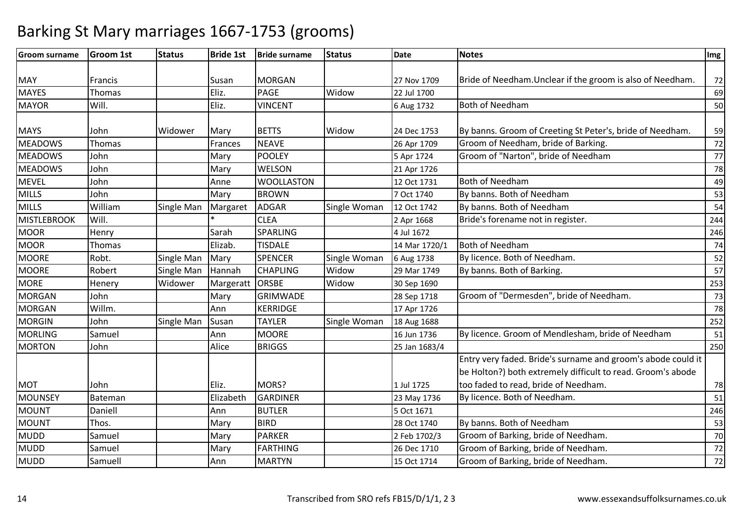# Barking St Mary marriages 1667-1753 (grooms)

| Groom surname | Groom 1st | Status | Bride 1st | Bride surname | Status | Date | Notes | Img |
|---|---|---|---|---|---|---|---|---|
| MAY | Francis | | Susan | MORGAN | | 27 Nov 1709 | Bride of Needham.Unclear if the groom is also of Needham. | 72 |
| MAYES | Thomas | | Eliz. | PAGE | Widow | 22 Jul 1700 | | 69 |
| MAYOR | Will. | | Eliz. | VINCENT | | 6 Aug 1732 | Both of Needham | 50 |
| MAYS | John | Widower | Mary | BETTS | Widow | 24 Dec 1753 | By banns. Groom of Creeting St Peter's, bride of Needham. | 59 |
| MEADOWS | Thomas | | Frances | NEAVE | | 26 Apr 1709 | Groom of Needham, bride of Barking. | 72 |
| MEADOWS | John | | Mary | POOLEY | | 5 Apr 1724 | Groom of "Narton", bride of Needham | 77 |
| MEADOWS | John | | Mary | WELSON | | 21 Apr 1726 | | 78 |
| MEVEL | John | | Anne | WOOLLASTON | | 12 Oct 1731 | Both of Needham | 49 |
| MILLS | John | | Mary | BROWN | | 7 Oct 1740 | By banns. Both of Needham | 53 |
| MILLS | William | Single Man | Margaret | ADGAR | Single Woman | 12 Oct 1742 | By banns. Both of Needham | 54 |
| MISTLEBROOK | Will. | | * | CLEA | | 2 Apr 1668 | Bride's forename not in register. | 244 |
| MOOR | Henry | | Sarah | SPARLING | | 4 Jul 1672 | | 246 |
| MOOR | Thomas | | Elizab. | TISDALE | | 14 Mar 1720/1 | Both of Needham | 74 |
| MOORE | Robt. | Single Man | Mary | SPENCER | Single Woman | 6 Aug 1738 | By licence. Both of Needham. | 52 |
| MOORE | Robert | Single Man | Hannah | CHAPLING | Widow | 29 Mar 1749 | By banns. Both of Barking. | 57 |
| MORE | Henery | Widower | Margeratt | ORSBE | Widow | 30 Sep 1690 | | 253 |
| MORGAN | John | | Mary | GRIMWADE | | 28 Sep 1718 | Groom of "Dermesden", bride of Needham. | 73 |
| MORGAN | Willm. | | Ann | KERRIDGE | | 17 Apr 1726 | | 78 |
| MORGIN | John | Single Man | Susan | TAYLER | Single Woman | 18 Aug 1688 | | 252 |
| MORLING | Samuel | | Ann | MOORE | | 16 Jun 1736 | By licence. Groom of Mendlesham, bride of Needham | 51 |
| MORTON | John | | Alice | BRIGGS | | 25 Jan 1683/4 | | 250 |
| MOT | John | | Eliz. | MORS? | | 1 Jul 1725 | Entry very faded. Bride's surname and groom's abode could it be Holton?) both extremely difficult to read. Groom's abode too faded to read, bride of Needham. | 78 |
| MOUNSEY | Bateman | | Elizabeth | GARDINER | | 23 May 1736 | By licence. Both of Needham. | 51 |
| MOUNT | Daniell | | Ann | BUTLER | | 5 Oct 1671 | | 246 |
| MOUNT | Thos. | | Mary | BIRD | | 28 Oct 1740 | By banns. Both of Needham | 53 |
| MUDD | Samuel | | Mary | PARKER | | 2 Feb 1702/3 | Groom of Barking, bride of Needham. | 70 |
| MUDD | Samuel | | Mary | FARTHING | | 26 Dec 1710 | Groom of Barking, bride of Needham. | 72 |
| MUDD | Samuell | | Ann | MARTYN | | 15 Oct 1714 | Groom of Barking, bride of Needham. | 72 |

Transcribed from SRO refs FB15/D/1/1, 2 3 www.essexandsuffolksurnames.co.uk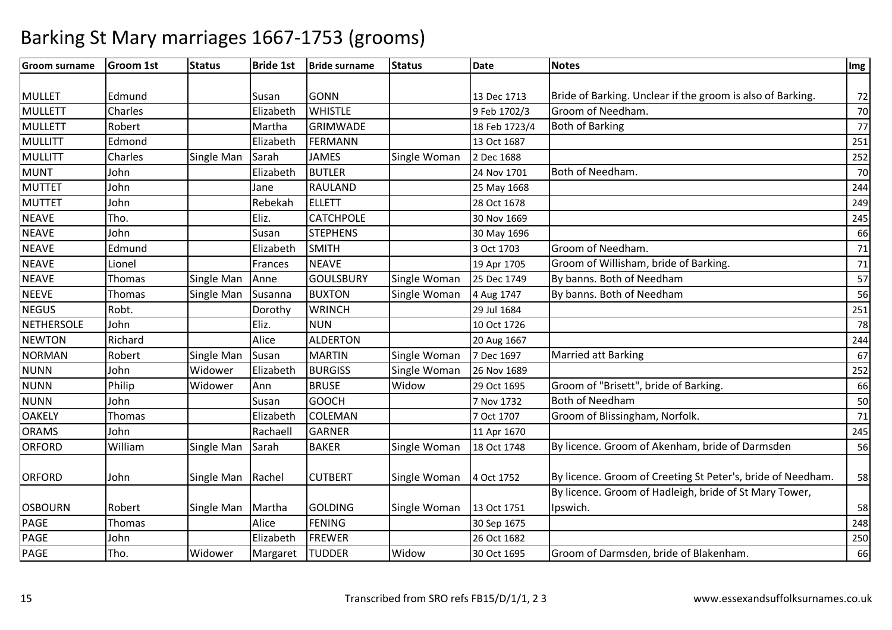# Barking St Mary marriages 1667-1753 (grooms)

| Groom surname | Groom 1st | Status | Bride 1st | Bride surname | Status | Date | Notes | Img |
|---|---|---|---|---|---|---|---|---|
| MULLET | Edmund | | Susan | GONN | | 13 Dec 1713 | Bride of Barking. Unclear if the groom is also of Barking. | 72 |
| MULLETT | Charles | | Elizabeth | WHISTLE | | 9 Feb 1702/3 | Groom of Needham. | 70 |
| MULLETT | Robert | | Martha | GRIMWADE | | 18 Feb 1723/4 | Both of Barking | 77 |
| MULLITT | Edmond | | Elizabeth | FERMANN | | 13 Oct 1687 | | 251 |
| MULLITT | Charles | Single Man | Sarah | JAMES | Single Woman | 2 Dec 1688 | | 252 |
| MUNT | John | | Elizabeth | BUTLER | | 24 Nov 1701 | Both of Needham. | 70 |
| MUTTET | John | | Jane | RAULAND | | 25 May 1668 | | 244 |
| MUTTET | John | | Rebekah | ELLETT | | 28 Oct 1678 | | 249 |
| NEAVE | Tho. | | Eliz. | CATCHPOLE | | 30 Nov 1669 | | 245 |
| NEAVE | John | | Susan | STEPHENS | | 30 May 1696 | | 66 |
| NEAVE | Edmund | | Elizabeth | SMITH | | 3 Oct 1703 | Groom of Needham. | 71 |
| NEAVE | Lionel | | Frances | NEAVE | | 19 Apr 1705 | Groom of Willisham, bride of Barking. | 71 |
| NEAVE | Thomas | Single Man | Anne | GOULSBURY | Single Woman | 25 Dec 1749 | By banns. Both of Needham | 57 |
| NEEVE | Thomas | Single Man | Susanna | BUXTON | Single Woman | 4 Aug 1747 | By banns. Both of Needham | 56 |
| NEGUS | Robt. | | Dorothy | WRINCH | | 29 Jul 1684 | | 251 |
| NETHERSOLE | John | | Eliz. | NUN | | 10 Oct 1726 | | 78 |
| NEWTON | Richard | | Alice | ALDERTON | | 20 Aug 1667 | | 244 |
| NORMAN | Robert | Single Man | Susan | MARTIN | Single Woman | 7 Dec 1697 | Married att Barking | 67 |
| NUNN | John | Widower | Elizabeth | BURGISS | Single Woman | 26 Nov 1689 | | 252 |
| NUNN | Philip | Widower | Ann | BRUSE | Widow | 29 Oct 1695 | Groom of "Brisett", bride of Barking. | 66 |
| NUNN | John | | Susan | GOOCH | | 7 Nov 1732 | Both of Needham | 50 |
| OAKELY | Thomas | | Elizabeth | COLEMAN | | 7 Oct 1707 | Groom of Blissingham, Norfolk. | 71 |
| ORAMS | John | | Rachaell | GARNER | | 11 Apr 1670 | | 245 |
| ORFORD | William | Single Man | Sarah | BAKER | Single Woman | 18 Oct 1748 | By licence. Groom of Akenham, bride of Darmsden | 56 |
| ORFORD | John | Single Man | Rachel | CUTBERT | Single Woman | 4 Oct 1752 | By licence. Groom of Creeting St Peter's, bride of Needham. | 58 |
| OSBOURN | Robert | Single Man | Martha | GOLDING | Single Woman | 13 Oct 1751 | By licence. Groom of Hadleigh, bride of St Mary Tower, Ipswich. | 58 |
| PAGE | Thomas | | Alice | FENING | | 30 Sep 1675 | | 248 |
| PAGE | John | | Elizabeth | FREWER | | 26 Oct 1682 | | 250 |
| PAGE | Tho. | Widower | Margaret | TUDDER | Widow | 30 Oct 1695 | Groom of Darmsden, bride of Blakenham. | 66 |

Transcribed from SRO refs FB15/D/1/1, 2 3

www.essexandsuffolksurnames.co.uk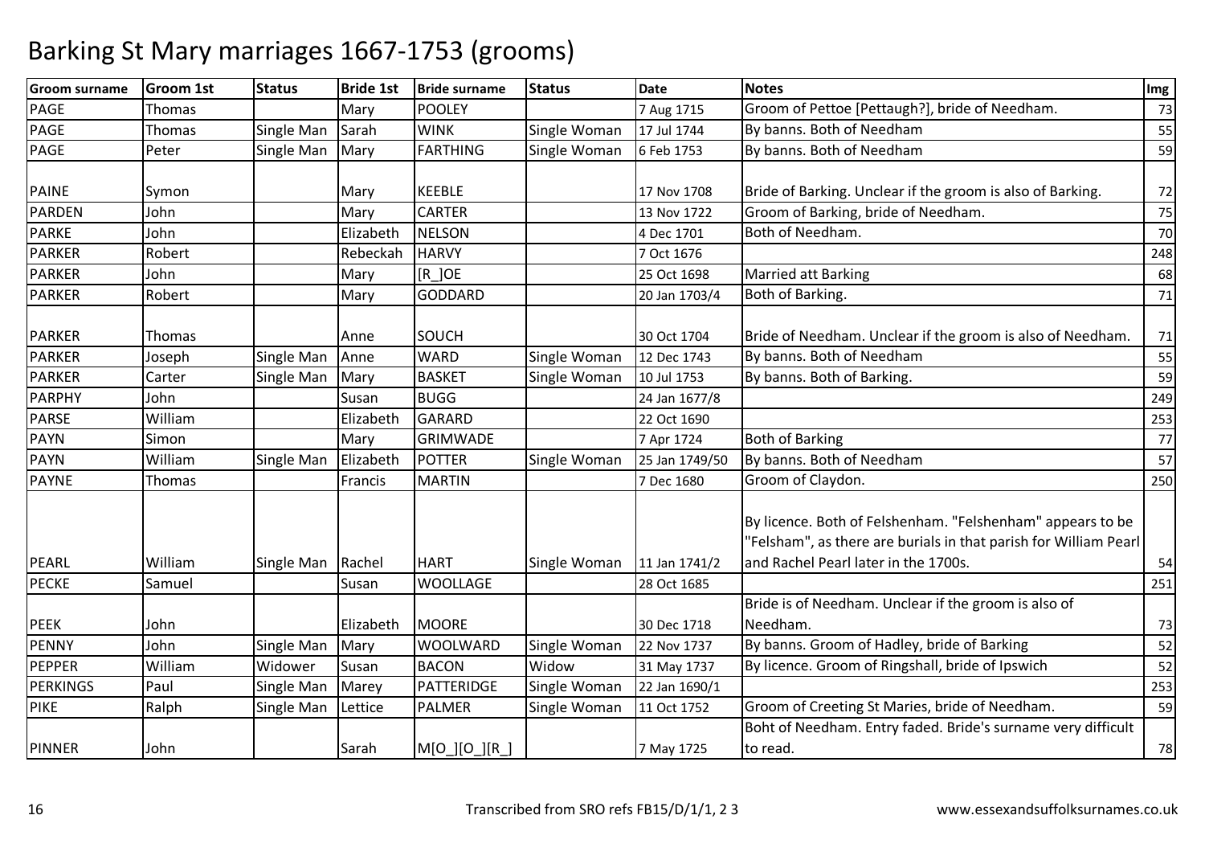# Barking St Mary marriages 1667-1753 (grooms)

| Groom surname | Groom 1st | Status | Bride 1st | Bride surname | Status | Date | Notes | Img |
|---|---|---|---|---|---|---|---|---|
| PAGE | Thomas | | Mary | POOLEY | | 7 Aug 1715 | Groom of Pettoe [Pettaugh?], bride of Needham. | 73 |
| PAGE | Thomas | Single Man | Sarah | WINK | Single Woman | 17 Jul 1744 | By banns. Both of Needham | 55 |
| PAGE | Peter | Single Man | Mary | FARTHING | Single Woman | 6 Feb 1753 | By banns. Both of Needham | 59 |
| PAINE | Symon | | Mary | KEEBLE | | 17 Nov 1708 | Bride of Barking. Unclear if the groom is also of Barking. | 72 |
| PARDEN | John | | Mary | CARTER | | 13 Nov 1722 | Groom of Barking, bride of Needham. | 75 |
| PARKE | John | | Elizabeth | NELSON | | 4 Dec 1701 | Both of Needham. | 70 |
| PARKER | Robert | | Rebeckah | HARVY | | 7 Oct 1676 | | 248 |
| PARKER | John | | Mary | [R_]OE | | 25 Oct 1698 | Married att Barking | 68 |
| PARKER | Robert | | Mary | GODDARD | | 20 Jan 1703/4 | Both of Barking. | 71 |
| PARKER | Thomas | | Anne | SOUCH | | 30 Oct 1704 | Bride of Needham. Unclear if the groom is also of Needham. | 71 |
| PARKER | Joseph | Single Man | Anne | WARD | Single Woman | 12 Dec 1743 | By banns. Both of Needham | 55 |
| PARKER | Carter | Single Man | Mary | BASKET | Single Woman | 10 Jul 1753 | By banns. Both of Barking. | 59 |
| PARPHY | John | | Susan | BUGG | | 24 Jan 1677/8 | | 249 |
| PARSE | William | | Elizabeth | GARARD | | 22 Oct 1690 | | 253 |
| PAYN | Simon | | Mary | GRIMWADE | | 7 Apr 1724 | Both of Barking | 77 |
| PAYN | William | Single Man | Elizabeth | POTTER | Single Woman | 25 Jan 1749/50 | By banns. Both of Needham | 57 |
| PAYNE | Thomas | | Francis | MARTIN | | 7 Dec 1680 | Groom of Claydon. | 250 |
| PEARL | William | Single Man | Rachel | HART | Single Woman | 11 Jan 1741/2 | By licence. Both of Felshenham. "Felshenham" appears to be "Felsham", as there are burials in that parish for William Pearl and Rachel Pearl later in the 1700s. | 54 |
| PECKE | Samuel | | Susan | WOOLLAGE | | 28 Oct 1685 | | 251 |
| PEEK | John | | Elizabeth | MOORE | | 30 Dec 1718 | Bride is of Needham. Unclear if the groom is also of Needham. | 73 |
| PENNY | John | Single Man | Mary | WOOLWARD | Single Woman | 22 Nov 1737 | By banns. Groom of Hadley, bride of Barking | 52 |
| PEPPER | William | Widower | Susan | BACON | Widow | 31 May 1737 | By licence. Groom of Ringshall, bride of Ipswich | 52 |
| PERKINGS | Paul | Single Man | Marey | PATTERIDGE | Single Woman | 22 Jan 1690/1 | | 253 |
| PIKE | Ralph | Single Man | Lettice | PALMER | Single Woman | 11 Oct 1752 | Groom of Creeting St Maries, bride of Needham. | 59 |
| PINNER | John | | Sarah | M[O_][O_][R_] | | 7 May 1725 | Boht of Needham. Entry faded. Bride's surname very difficult to read. | 78 |

Transcribed from SRO refs FB15/D/1/1, 2 3 www.essexandsuffolksurnames.co.uk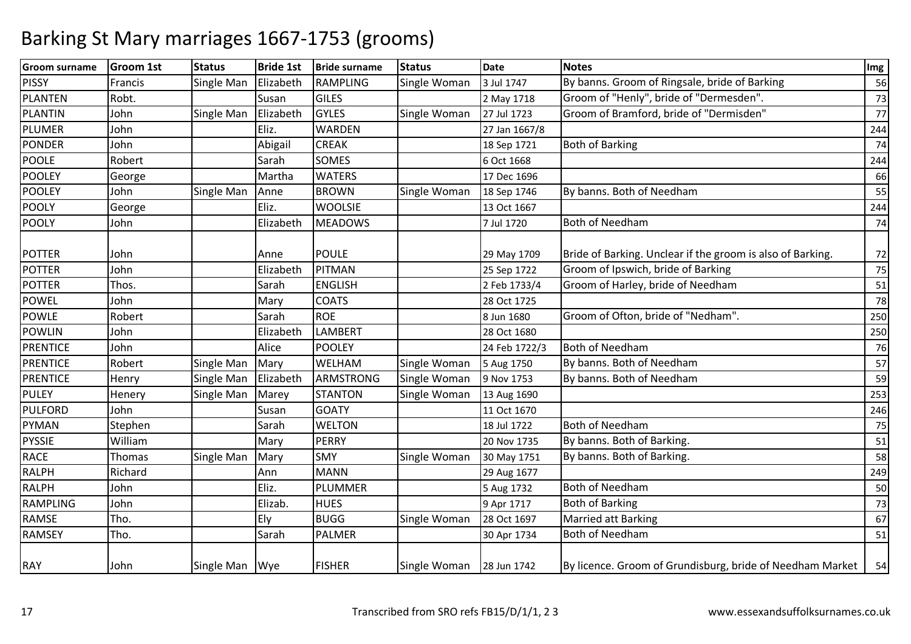# Barking St Mary marriages 1667-1753 (grooms)

| Groom surname | Groom 1st | Status | Bride 1st | Bride surname | Status | Date | Notes | Img |
|---|---|---|---|---|---|---|---|---|
| PISSY | Francis | Single Man | Elizabeth | RAMPLING | Single Woman | 3 Jul 1747 | By banns. Groom of Ringsale, bride of Barking | 56 |
| PLANTEN | Robt. | | Susan | GILES | | 2 May 1718 | Groom of "Henly", bride of "Dermesden". | 73 |
| PLANTIN | John | Single Man | Elizabeth | GYLES | Single Woman | 27 Jul 1723 | Groom of Bramford, bride of "Dermisden" | 77 |
| PLUMER | John | | Eliz. | WARDEN | | 27 Jan 1667/8 | | 244 |
| PONDER | John | | Abigail | CREAK | | 18 Sep 1721 | Both of Barking | 74 |
| POOLE | Robert | | Sarah | SOMES | | 6 Oct 1668 | | 244 |
| POOLEY | George | | Martha | WATERS | | 17 Dec 1696 | | 66 |
| POOLEY | John | Single Man | Anne | BROWN | Single Woman | 18 Sep 1746 | By banns. Both of Needham | 55 |
| POOLY | George | | Eliz. | WOOLSIE | | 13 Oct 1667 | | 244 |
| POOLY | John | | Elizabeth | MEADOWS | | 7 Jul 1720 | Both of Needham | 74 |
| POTTER | John | | Anne | POULE | | 29 May 1709 | Bride of Barking. Unclear if the groom is also of Barking. | 72 |
| POTTER | John | | Elizabeth | PITMAN | | 25 Sep 1722 | Groom of Ipswich, bride of Barking | 75 |
| POTTER | Thos. | | Sarah | ENGLISH | | 2 Feb 1733/4 | Groom of Harley, bride of Needham | 51 |
| POWEL | John | | Mary | COATS | | 28 Oct 1725 | | 78 |
| POWLE | Robert | | Sarah | ROE | | 8 Jun 1680 | Groom of Ofton, bride of "Nedham". | 250 |
| POWLIN | John | | Elizabeth | LAMBERT | | 28 Oct 1680 | | 250 |
| PRENTICE | John | | Alice | POOLEY | | 24 Feb 1722/3 | Both of Needham | 76 |
| PRENTICE | Robert | Single Man | Mary | WELHAM | Single Woman | 5 Aug 1750 | By banns. Both of Needham | 57 |
| PRENTICE | Henry | Single Man | Elizabeth | ARMSTRONG | Single Woman | 9 Nov 1753 | By banns. Both of Needham | 59 |
| PULEY | Henery | Single Man | Marey | STANTON | Single Woman | 13 Aug 1690 | | 253 |
| PULFORD | John | | Susan | GOATY | | 11 Oct 1670 | | 246 |
| PYMAN | Stephen | | Sarah | WELTON | | 18 Jul 1722 | Both of Needham | 75 |
| PYSSIE | William | | Mary | PERRY | | 20 Nov 1735 | By banns. Both of Barking. | 51 |
| RACE | Thomas | Single Man | Mary | SMY | Single Woman | 30 May 1751 | By banns. Both of Barking. | 58 |
| RALPH | Richard | | Ann | MANN | | 29 Aug 1677 | | 249 |
| RALPH | John | | Eliz. | PLUMMER | | 5 Aug 1732 | Both of Needham | 50 |
| RAMPLING | John | | Elizab. | HUES | | 9 Apr 1717 | Both of Barking | 73 |
| RAMSE | Tho. | | Ely | BUGG | Single Woman | 28 Oct 1697 | Married att Barking | 67 |
| RAMSEY | Tho. | | Sarah | PALMER | | 30 Apr 1734 | Both of Needham | 51 |
| RAY | John | Single Man | Wye | FISHER | Single Woman | 28 Jun 1742 | By licence. Groom of Grundisburg, bride of Needham Market | 54 |

Transcribed from SRO refs FB15/D/1/1, 2 3

www.essexandsuffolksurnames.co.uk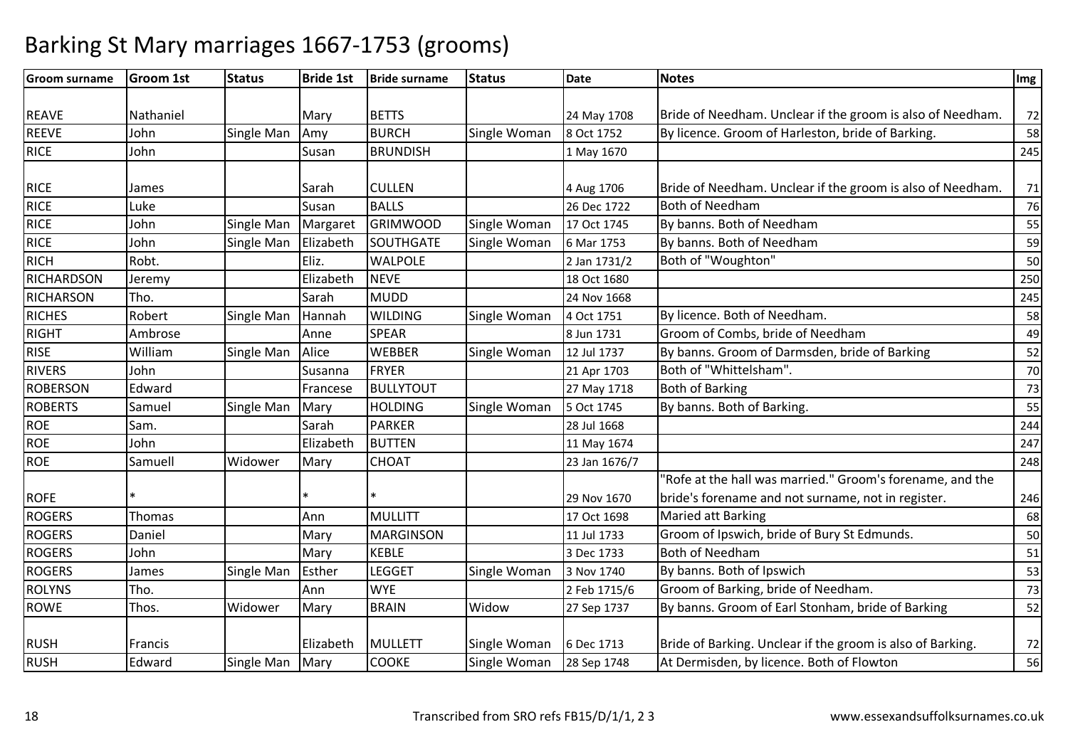# Barking St Mary marriages 1667-1753 (grooms)

| Groom surname | Groom 1st | Status | Bride 1st | Bride surname | Status | Date | Notes | Img |
|---|---|---|---|---|---|---|---|---|
| REAVE | Nathaniel | | Mary | BETTS | | 24 May 1708 | Bride of Needham. Unclear if the groom is also of Needham. | 72 |
| REEVE | John | Single Man | Amy | BURCH | Single Woman | 8 Oct 1752 | By licence. Groom of Harleston, bride of Barking. | 58 |
| RICE | John | | Susan | BRUNDISH | | 1 May 1670 | | 245 |
| RICE | James | | Sarah | CULLEN | | 4 Aug 1706 | Bride of Needham. Unclear if the groom is also of Needham. | 71 |
| RICE | Luke | | Susan | BALLS | | 26 Dec 1722 | Both of Needham | 76 |
| RICE | John | Single Man | Margaret | GRIMWOOD | Single Woman | 17 Oct 1745 | By banns. Both of Needham | 55 |
| RICE | John | Single Man | Elizabeth | SOUTHGATE | Single Woman | 6 Mar 1753 | By banns. Both of Needham | 59 |
| RICH | Robt. | | Eliz. | WALPOLE | | 2 Jan 1731/2 | Both of "Woughton" | 50 |
| RICHARDSON | Jeremy | | Elizabeth | NEVE | | 18 Oct 1680 | | 250 |
| RICHARSON | Tho. | | Sarah | MUDD | | 24 Nov 1668 | | 245 |
| RICHES | Robert | Single Man | Hannah | WILDING | Single Woman | 4 Oct 1751 | By licence. Both of Needham. | 58 |
| RIGHT | Ambrose | | Anne | SPEAR | | 8 Jun 1731 | Groom of Combs, bride of Needham | 49 |
| RISE | William | Single Man | Alice | WEBBER | Single Woman | 12 Jul 1737 | By banns. Groom of Darmsden, bride of Barking | 52 |
| RIVERS | John | | Susanna | FRYER | | 21 Apr 1703 | Both of "Whittelsham". | 70 |
| ROBERSON | Edward | | Francese | BULLYTOUT | | 27 May 1718 | Both of Barking | 73 |
| ROBERTS | Samuel | Single Man | Mary | HOLDING | Single Woman | 5 Oct 1745 | By banns. Both of Barking. | 55 |
| ROE | Sam. | | Sarah | PARKER | | 28 Jul 1668 | | 244 |
| ROE | John | | Elizabeth | BUTTEN | | 11 May 1674 | | 247 |
| ROE | Samuell | Widower | Mary | CHOAT | | 23 Jan 1676/7 | | 248 |
| ROFE | * | | * | * | | 29 Nov 1670 | "Rofe at the hall was married." Groom's forename, and the bride's forename and not surname, not in register. | 246 |
| ROGERS | Thomas | | Ann | MULLITT | | 17 Oct 1698 | Maried att Barking | 68 |
| ROGERS | Daniel | | Mary | MARGINSON | | 11 Jul 1733 | Groom of Ipswich, bride of Bury St Edmunds. | 50 |
| ROGERS | John | | Mary | KEBLE | | 3 Dec 1733 | Both of Needham | 51 |
| ROGERS | James | Single Man | Esther | LEGGET | Single Woman | 3 Nov 1740 | By banns. Both of Ipswich | 53 |
| ROLYNS | Tho. | | Ann | WYE | | 2 Feb 1715/6 | Groom of Barking, bride of Needham. | 73 |
| ROWE | Thos. | Widower | Mary | BRAIN | Widow | 27 Sep 1737 | By banns. Groom of Earl Stonham, bride of Barking | 52 |
| RUSH | Francis | | Elizabeth | MULLETT | Single Woman | 6 Dec 1713 | Bride of Barking. Unclear if the groom is also of Barking. | 72 |
| RUSH | Edward | Single Man | Mary | COOKE | Single Woman | 28 Sep 1748 | At Dermisden, by licence. Both of Flowton | 56 |

Transcribed from SRO refs FB15/D/1/1, 2 3 www.essexandsuffolksurnames.co.uk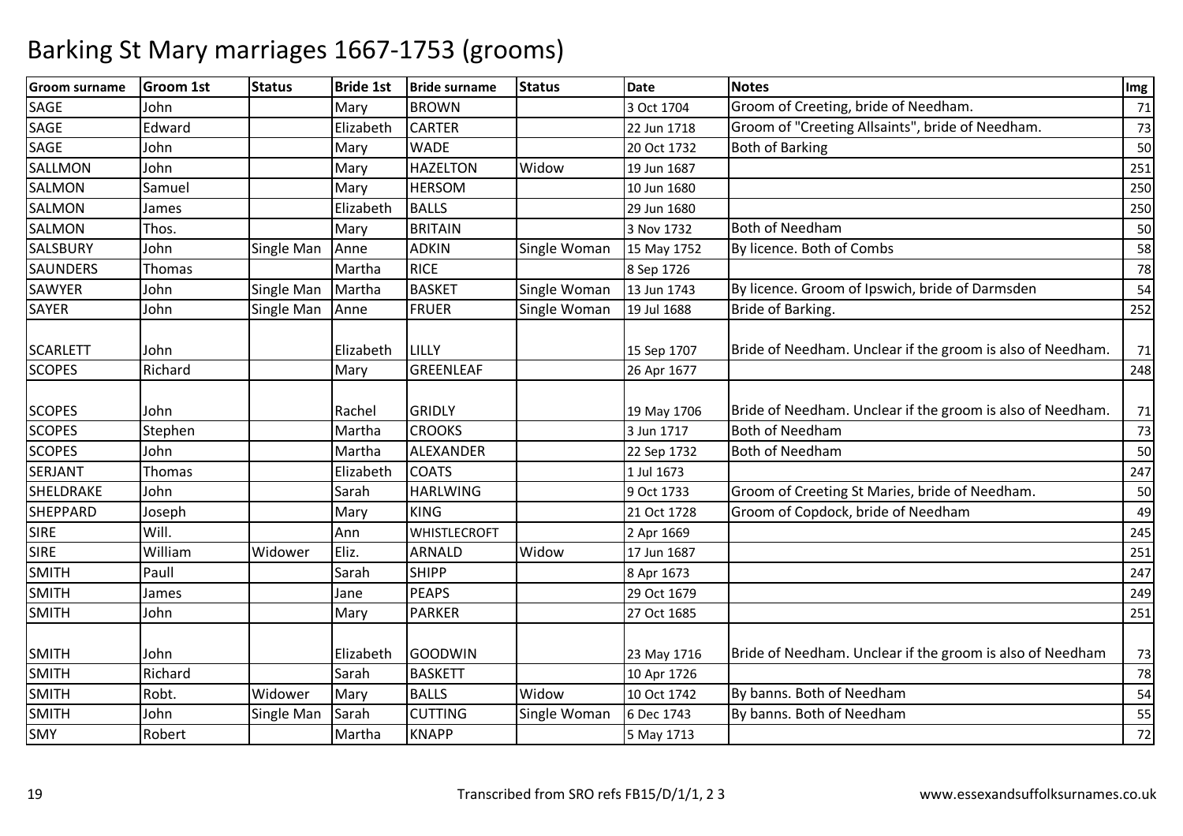# Barking St Mary marriages 1667-1753 (grooms)

| Groom surname | Groom 1st | Status | Bride 1st | Bride surname | Status | Date | Notes | Img |
|---|---|---|---|---|---|---|---|---|
| SAGE | John | | Mary | BROWN | | 3 Oct 1704 | Groom of Creeting, bride of Needham. | 71 |
| SAGE | Edward | | Elizabeth | CARTER | | 22 Jun 1718 | Groom of "Creeting Allsaints", bride of Needham. | 73 |
| SAGE | John | | Mary | WADE | | 20 Oct 1732 | Both of Barking | 50 |
| SALLMON | John | | Mary | HAZELTON | Widow | 19 Jun 1687 | | 251 |
| SALMON | Samuel | | Mary | HERSOM | | 10 Jun 1680 | | 250 |
| SALMON | James | | Elizabeth | BALLS | | 29 Jun 1680 | | 250 |
| SALMON | Thos. | | Mary | BRITAIN | | 3 Nov 1732 | Both of Needham | 50 |
| SALSBURY | John | Single Man | Anne | ADKIN | Single Woman | 15 May 1752 | By licence. Both of Combs | 58 |
| SAUNDERS | Thomas | | Martha | RICE | | 8 Sep 1726 | | 78 |
| SAWYER | John | Single Man | Martha | BASKET | Single Woman | 13 Jun 1743 | By licence. Groom of Ipswich, bride of Darmsden | 54 |
| SAYER | John | Single Man | Anne | FRUER | Single Woman | 19 Jul 1688 | Bride of Barking. | 252 |
| SCARLETT | John | | Elizabeth | LILLY | | 15 Sep 1707 | Bride of Needham. Unclear if the groom is also of Needham. | 71 |
| SCOPES | Richard | | Mary | GREENLEAF | | 26 Apr 1677 | | 248 |
| SCOPES | John | | Rachel | GRIDLY | | 19 May 1706 | Bride of Needham. Unclear if the groom is also of Needham. | 71 |
| SCOPES | Stephen | | Martha | CROOKS | | 3 Jun 1717 | Both of Needham | 73 |
| SCOPES | John | | Martha | ALEXANDER | | 22 Sep 1732 | Both of Needham | 50 |
| SERJANT | Thomas | | Elizabeth | COATS | | 1 Jul 1673 | | 247 |
| SHELDRAKE | John | | Sarah | HARLWING | | 9 Oct 1733 | Groom of Creeting St Maries, bride of Needham. | 50 |
| SHEPPARD | Joseph | | Mary | KING | | 21 Oct 1728 | Groom of Copdock, bride of Needham | 49 |
| SIRE | Will. | | Ann | WHISTLECROFT | | 2 Apr 1669 | | 245 |
| SIRE | William | Widower | Eliz. | ARNALD | Widow | 17 Jun 1687 | | 251 |
| SMITH | Paull | | Sarah | SHIPP | | 8 Apr 1673 | | 247 |
| SMITH | James | | Jane | PEAPS | | 29 Oct 1679 | | 249 |
| SMITH | John | | Mary | PARKER | | 27 Oct 1685 | | 251 |
| SMITH | John | | Elizabeth | GOODWIN | | 23 May 1716 | Bride of Needham. Unclear if the groom is also of Needham | 73 |
| SMITH | Richard | | Sarah | BASKETT | | 10 Apr 1726 | | 78 |
| SMITH | Robt. | Widower | Mary | BALLS | Widow | 10 Oct 1742 | By banns. Both of Needham | 54 |
| SMITH | John | Single Man | Sarah | CUTTING | Single Woman | 6 Dec 1743 | By banns. Both of Needham | 55 |
| SMY | Robert | | Martha | KNAPP | | 5 May 1713 | | 72 |

Transcribed from SRO refs FB15/D/1/1, 2 3

www.essexandsuffolksurnames.co.uk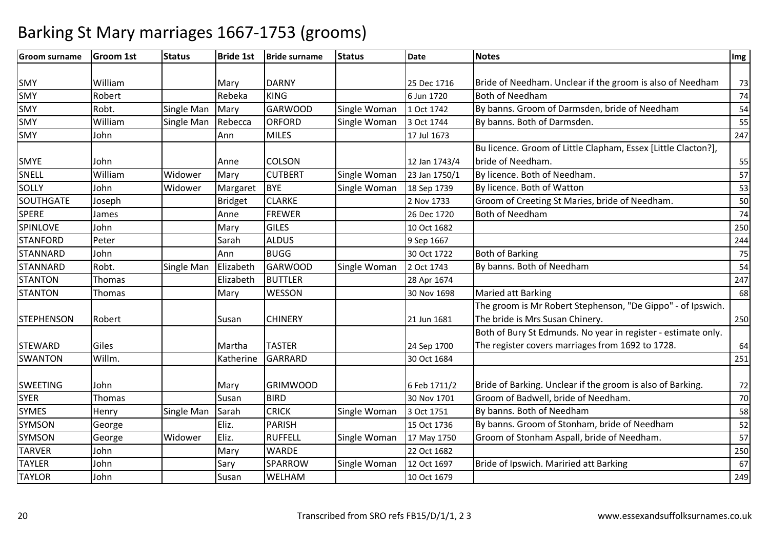# Barking St Mary marriages 1667-1753 (grooms)

| Groom surname | Groom 1st | Status | Bride 1st | Bride surname | Status | Date | Notes | Img |
|---|---|---|---|---|---|---|---|---|
| SMY | William | | Mary | DARNY | | 25 Dec 1716 | Bride of Needham. Unclear if the groom is also of Needham | 73 |
| SMY | Robert | | Rebeka | KING | | 6 Jun 1720 | Both of Needham | 74 |
| SMY | Robt. | Single Man | Mary | GARWOOD | Single Woman | 1 Oct 1742 | By banns. Groom of Darmsden, bride of Needham | 54 |
| SMY | William | Single Man | Rebecca | ORFORD | Single Woman | 3 Oct 1744 | By banns. Both of Darmsden. | 55 |
| SMY | John | | Ann | MILES | | 17 Jul 1673 | | 247 |
| SMYE | John | | Anne | COLSON | | 12 Jan 1743/4 | Bu licence. Groom of Little Clapham, Essex [Little Clacton?], bride of Needham. | 55 |
| SNELL | William | Widower | Mary | CUTBERT | Single Woman | 23 Jan 1750/1 | By licence. Both of Needham. | 57 |
| SOLLY | John | Widower | Margaret | BYE | Single Woman | 18 Sep 1739 | By licence. Both of Watton | 53 |
| SOUTHGATE | Joseph | | Bridget | CLARKE | | 2 Nov 1733 | Groom of Creeting St Maries, bride of Needham. | 50 |
| SPERE | James | | Anne | FREWER | | 26 Dec 1720 | Both of Needham | 74 |
| SPINLOVE | John | | Mary | GILES | | 10 Oct 1682 | | 250 |
| STANFORD | Peter | | Sarah | ALDUS | | 9 Sep 1667 | | 244 |
| STANNARD | John | | Ann | BUGG | | 30 Oct 1722 | Both of Barking | 75 |
| STANNARD | Robt. | Single Man | Elizabeth | GARWOOD | Single Woman | 2 Oct 1743 | By banns. Both of Needham | 54 |
| STANTON | Thomas | | Elizabeth | BUTTLER | | 28 Apr 1674 | | 247 |
| STANTON | Thomas | | Mary | WESSON | | 30 Nov 1698 | Maried att Barking | 68 |
| STEPHENSON | Robert | | Susan | CHINERY | | 21 Jun 1681 | The groom is Mr Robert Stephenson, "De Gippo" - of Ipswich. The bride is Mrs Susan Chinery. | 250 |
| STEWARD | Giles | | Martha | TASTER | | 24 Sep 1700 | Both of Bury St Edmunds. No year in register - estimate only. The register covers marriages from 1692 to 1728. | 64 |
| SWANTON | Willm. | | Katherine | GARRARD | | 30 Oct 1684 | | 251 |
| SWEETING | John | | Mary | GRIMWOOD | | 6 Feb 1711/2 | Bride of Barking. Unclear if the groom is also of Barking. | 72 |
| SYER | Thomas | | Susan | BIRD | | 30 Nov 1701 | Groom of Badwell, bride of Needham. | 70 |
| SYMES | Henry | Single Man | Sarah | CRICK | Single Woman | 3 Oct 1751 | By banns. Both of Needham | 58 |
| SYMSON | George | | Eliz. | PARISH | | 15 Oct 1736 | By banns. Groom of Stonham, bride of Needham | 52 |
| SYMSON | George | Widower | Eliz. | RUFFELL | Single Woman | 17 May 1750 | Groom of Stonham Aspall, bride of Needham. | 57 |
| TARVER | John | | Mary | WARDE | | 22 Oct 1682 | | 250 |
| TAYLER | John | | Sary | SPARROW | Single Woman | 12 Oct 1697 | Bride of Ipswich. Mariried att Barking | 67 |
| TAYLOR | John | | Susan | WELHAM | | 10 Oct 1679 | | 249 |

Transcribed from SRO refs FB15/D/1/1, 2 3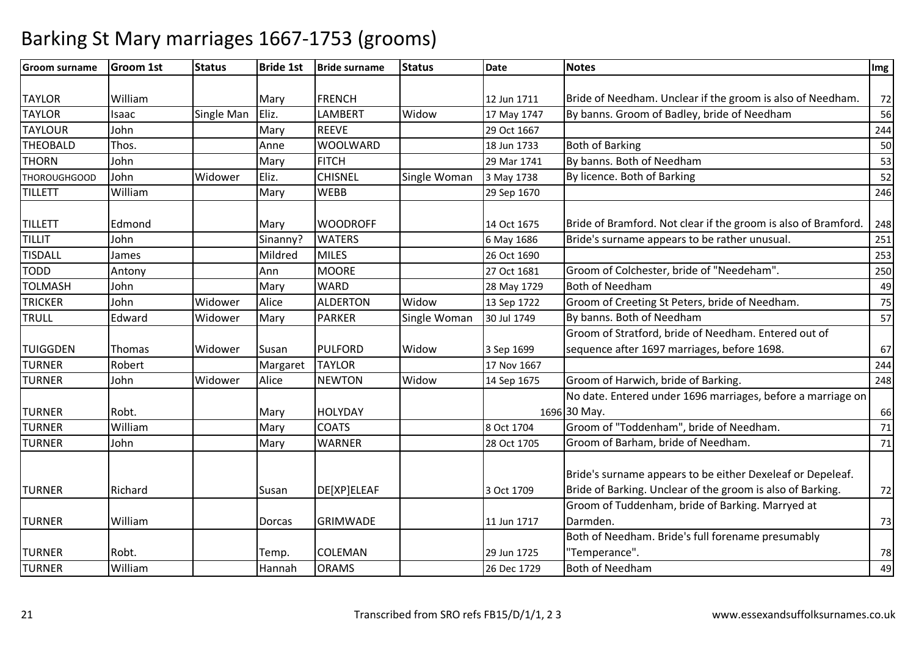# Barking St Mary marriages 1667-1753 (grooms)

| Groom surname | Groom 1st | Status | Bride 1st | Bride surname | Status | Date | Notes | Img |
|---|---|---|---|---|---|---|---|---|
| TAYLOR | William | | Mary | FRENCH | | 12 Jun 1711 | Bride of Needham. Unclear if the groom is also of Needham. | 72 |
| TAYLOR | Isaac | Single Man | Eliz. | LAMBERT | Widow | 17 May 1747 | By banns. Groom of Badley, bride of Needham | 56 |
| TAYLOUR | John | | Mary | REEVE | | 29 Oct 1667 | | 244 |
| THEOBALD | Thos. | | Anne | WOOLWARD | | 18 Jun 1733 | Both of Barking | 50 |
| THORN | John | | Mary | FITCH | | 29 Mar 1741 | By banns. Both of Needham | 53 |
| THOROUGHGOOD | John | Widower | Eliz. | CHISNEL | Single Woman | 3 May 1738 | By licence. Both of Barking | 52 |
| TILLETT | William | | Mary | WEBB | | 29 Sep 1670 | | 246 |
| TILLETT | Edmond | | Mary | WOODROFF | | 14 Oct 1675 | Bride of Bramford. Not clear if the groom is also of Bramford. | 248 |
| TILLIT | John | | Sinanny? | WATERS | | 6 May 1686 | Bride's surname appears to be rather unusual. | 251 |
| TISDALL | James | | Mildred | MILES | | 26 Oct 1690 | | 253 |
| TODD | Antony | | Ann | MOORE | | 27 Oct 1681 | Groom of Colchester, bride of "Needeham". | 250 |
| TOLMASH | John | | Mary | WARD | | 28 May 1729 | Both of Needham | 49 |
| TRICKER | John | Widower | Alice | ALDERTON | Widow | 13 Sep 1722 | Groom of Creeting St Peters, bride of Needham. | 75 |
| TRULL | Edward | Widower | Mary | PARKER | Single Woman | 30 Jul 1749 | By banns. Both of Needham | 57 |
| TUIGGDEN | Thomas | Widower | Susan | PULFORD | Widow | 3 Sep 1699 | Groom of Stratford, bride of Needham. Entered out of sequence after 1697 marriages, before 1698. | 67 |
| TURNER | Robert | | Margaret | TAYLOR | | 17 Nov 1667 | | 244 |
| TURNER | John | Widower | Alice | NEWTON | Widow | 14 Sep 1675 | Groom of Harwich, bride of Barking. | 248 |
| TURNER | Robt. | | Mary | HOLYDAY | | 1696 | No date. Entered under 1696 marriages, before a marriage on 30 May. | 66 |
| TURNER | William | | Mary | COATS | | 8 Oct 1704 | Groom of "Toddenham", bride of Needham. | 71 |
| TURNER | John | | Mary | WARNER | | 28 Oct 1705 | Groom of Barham, bride of Needham. | 71 |
| TURNER | Richard | | Susan | DE[XP]ELEAF | | 3 Oct 1709 | Bride's surname appears to be either Dexeleaf or Depeleaf. Bride of Barking. Unclear of the groom is also of Barking. | 72 |
| TURNER | William | | Dorcas | GRIMWADE | | 11 Jun 1717 | Groom of Tuddenham, bride of Barking. Marryed at Darmden. | 73 |
| TURNER | Robt. | | Temp. | COLEMAN | | 29 Jun 1725 | Both of Needham. Bride's full forename presumably "Temperance". | 78 |
| TURNER | William | | Hannah | ORAMS | | 26 Dec 1729 | Both of Needham | 49 |

Transcribed from SRO refs FB15/D/1/1, 2 3

www.essexandsuffolksurnames.co.uk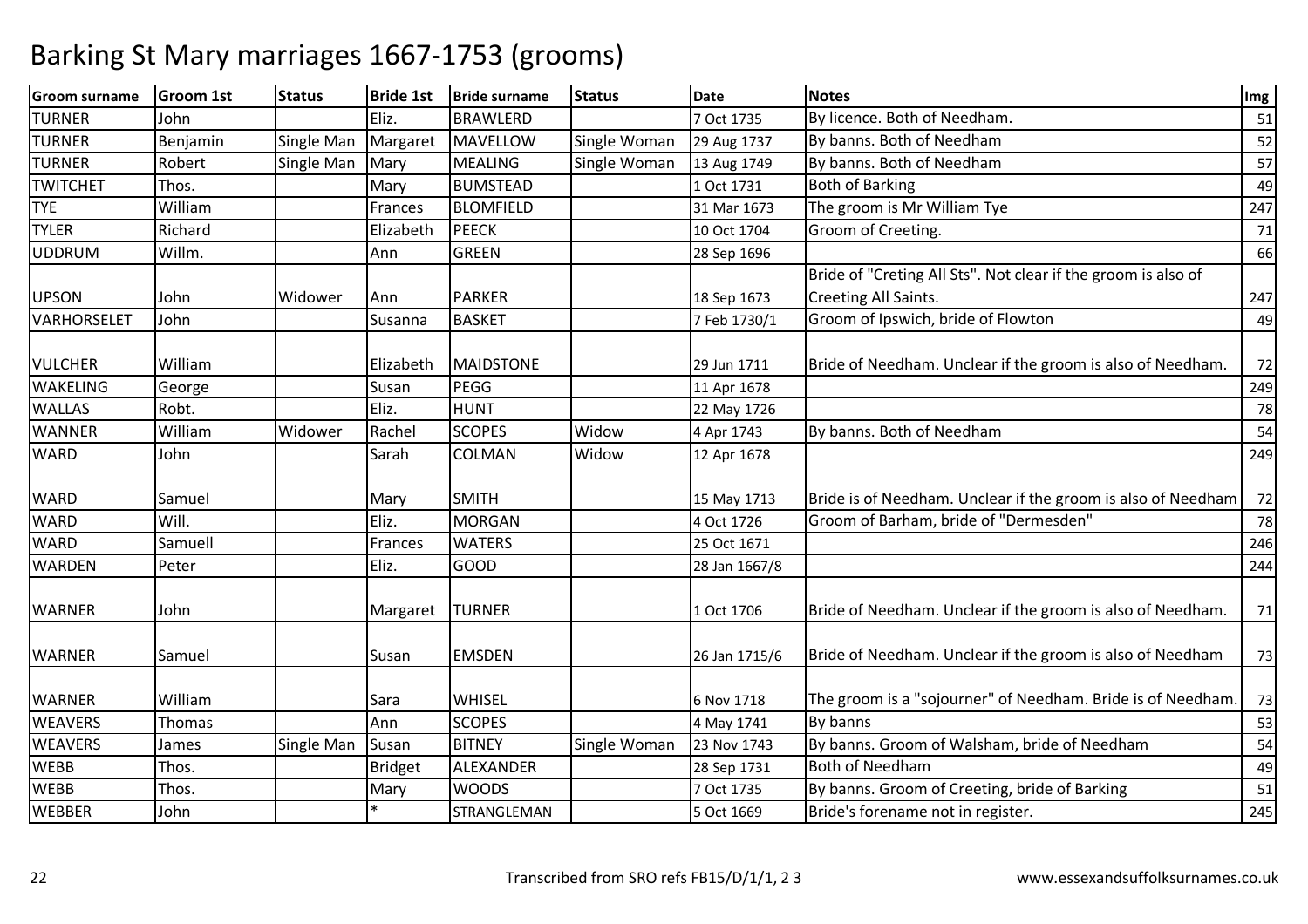# Barking St Mary marriages 1667-1753 (grooms)

| Groom surname | Groom 1st | Status | Bride 1st | Bride surname | Status | Date | Notes | Img |
|---|---|---|---|---|---|---|---|---|
| TURNER | John | | Eliz. | BRAWLERD | | 7 Oct 1735 | By licence. Both of Needham. | 51 |
| TURNER | Benjamin | Single Man | Margaret | MAVELLOW | Single Woman | 29 Aug 1737 | By banns. Both of Needham | 52 |
| TURNER | Robert | Single Man | Mary | MEALING | Single Woman | 13 Aug 1749 | By banns. Both of Needham | 57 |
| TWITCHET | Thos. | | Mary | BUMSTEAD | | 1 Oct 1731 | Both of Barking | 49 |
| TYE | William | | Frances | BLOMFIELD | | 31 Mar 1673 | The groom is Mr William Tye | 247 |
| TYLER | Richard | | Elizabeth | PEECK | | 10 Oct 1704 | Groom of Creeting. | 71 |
| UDDRUM | Willm. | | Ann | GREEN | | 28 Sep 1696 | | 66 |
| UPSON | John | Widower | Ann | PARKER | | 18 Sep 1673 | Bride of "Creting All Sts". Not clear if the groom is also of Creeting All Saints. | 247 |
| VARHORSELET | John | | Susanna | BASKET | | 7 Feb 1730/1 | Groom of Ipswich, bride of Flowton | 49 |
| VULCHER | William | | Elizabeth | MAIDSTONE | | 29 Jun 1711 | Bride of Needham. Unclear if the groom is also of Needham. | 72 |
| WAKELING | George | | Susan | PEGG | | 11 Apr 1678 | | 249 |
| WALLAS | Robt. | | Eliz. | HUNT | | 22 May 1726 | | 78 |
| WANNER | William | Widower | Rachel | SCOPES | Widow | 4 Apr 1743 | By banns. Both of Needham | 54 |
| WARD | John | | Sarah | COLMAN | Widow | 12 Apr 1678 | | 249 |
| WARD | Samuel | | Mary | SMITH | | 15 May 1713 | Bride is of Needham. Unclear if the groom is also of Needham | 72 |
| WARD | Will. | | Eliz. | MORGAN | | 4 Oct 1726 | Groom of Barham, bride of "Dermesden" | 78 |
| WARD | Samuell | | Frances | WATERS | | 25 Oct 1671 | | 246 |
| WARDEN | Peter | | Eliz. | GOOD | | 28 Jan 1667/8 | | 244 |
| WARNER | John | | Margaret | TURNER | | 1 Oct 1706 | Bride of Needham. Unclear if the groom is also of Needham. | 71 |
| WARNER | Samuel | | Susan | EMSDEN | | 26 Jan 1715/6 | Bride of Needham. Unclear if the groom is also of Needham | 73 |
| WARNER | William | | Sara | WHISEL | | 6 Nov 1718 | The groom is a "sojourner" of Needham. Bride is of Needham. | 73 |
| WEAVERS | Thomas | | Ann | SCOPES | | 4 May 1741 | By banns | 53 |
| WEAVERS | James | Single Man | Susan | BITNEY | Single Woman | 23 Nov 1743 | By banns. Groom of Walsham, bride of Needham | 54 |
| WEBB | Thos. | | Bridget | ALEXANDER | | 28 Sep 1731 | Both of Needham | 49 |
| WEBB | Thos. | | Mary | WOODS | | 7 Oct 1735 | By banns. Groom of Creeting, bride of Barking | 51 |
| WEBBER | John | | * | STRANGLEMAN | | 5 Oct 1669 | Bride's forename not in register. | 245 |

Transcribed from SRO refs FB15/D/1/1, 2 3

www.essexandsuffolksurnames.co.uk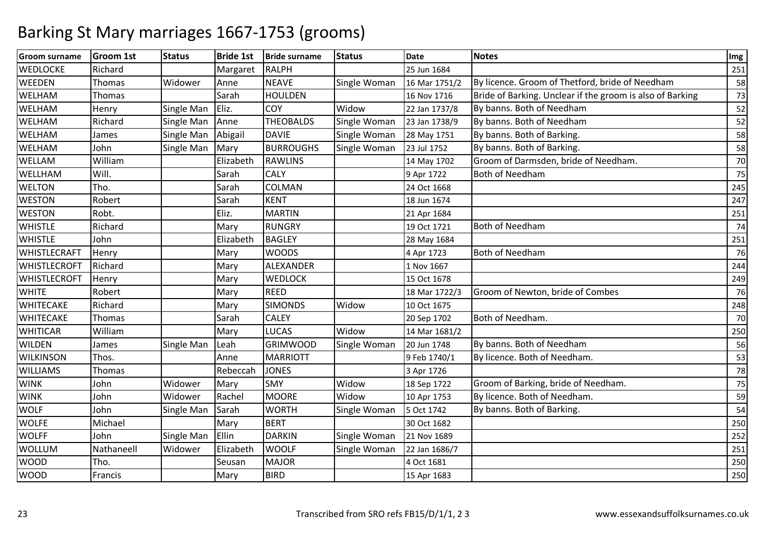# Barking St Mary marriages 1667-1753 (grooms)

| Groom surname | Groom 1st | Status | Bride 1st | Bride surname | Status | Date | Notes | Img |
|---|---|---|---|---|---|---|---|---|
| WEDLOCKE | Richard | | Margaret | RALPH | | 25 Jun 1684 | | 251 |
| WEEDEN | Thomas | Widower | Anne | NEAVE | Single Woman | 16 Mar 1751/2 | By licence. Groom of Thetford, bride of Needham | 58 |
| WELHAM | Thomas | | Sarah | HOULDEN | | 16 Nov 1716 | Bride of Barking. Unclear if the groom is also of Barking | 73 |
| WELHAM | Henry | Single Man | Eliz. | COY | Widow | 22 Jan 1737/8 | By banns. Both of Needham | 52 |
| WELHAM | Richard | Single Man | Anne | THEOBALDS | Single Woman | 23 Jan 1738/9 | By banns. Both of Needham | 52 |
| WELHAM | James | Single Man | Abigail | DAVIE | Single Woman | 28 May 1751 | By banns. Both of Barking. | 58 |
| WELHAM | John | Single Man | Mary | BURROUGHS | Single Woman | 23 Jul 1752 | By banns. Both of Barking. | 58 |
| WELLAM | William | | Elizabeth | RAWLINS | | 14 May 1702 | Groom of Darmsden, bride of Needham. | 70 |
| WELLHAM | Will. | | Sarah | CALY | | 9 Apr 1722 | Both of Needham | 75 |
| WELTON | Tho. | | Sarah | COLMAN | | 24 Oct 1668 | | 245 |
| WESTON | Robert | | Sarah | KENT | | 18 Jun 1674 | | 247 |
| WESTON | Robt. | | Eliz. | MARTIN | | 21 Apr 1684 | | 251 |
| WHISTLE | Richard | | Mary | RUNGRY | | 19 Oct 1721 | Both of Needham | 74 |
| WHISTLE | John | | Elizabeth | BAGLEY | | 28 May 1684 | | 251 |
| WHISTLECRAFT | Henry | | Mary | WOODS | | 4 Apr 1723 | Both of Needham | 76 |
| WHISTLECROFT | Richard | | Mary | ALEXANDER | | 1 Nov 1667 | | 244 |
| WHISTLECROFT | Henry | | Mary | WEDLOCK | | 15 Oct 1678 | | 249 |
| WHITE | Robert | | Mary | REED | | 18 Mar 1722/3 | Groom of Newton, bride of Combes | 76 |
| WHITECAKE | Richard | | Mary | SIMONDS | Widow | 10 Oct 1675 | | 248 |
| WHITECAKE | Thomas | | Sarah | CALEY | | 20 Sep 1702 | Both of Needham. | 70 |
| WHITICAR | William | | Mary | LUCAS | Widow | 14 Mar 1681/2 | | 250 |
| WILDEN | James | Single Man | Leah | GRIMWOOD | Single Woman | 20 Jun 1748 | By banns. Both of Needham | 56 |
| WILKINSON | Thos. | | Anne | MARRIOTT | | 9 Feb 1740/1 | By licence. Both of Needham. | 53 |
| WILLIAMS | Thomas | | Rebeccah | JONES | | 3 Apr 1726 | | 78 |
| WINK | John | Widower | Mary | SMY | Widow | 18 Sep 1722 | Groom of Barking, bride of Needham. | 75 |
| WINK | John | Widower | Rachel | MOORE | Widow | 10 Apr 1753 | By licence. Both of Needham. | 59 |
| WOLF | John | Single Man | Sarah | WORTH | Single Woman | 5 Oct 1742 | By banns. Both of Barking. | 54 |
| WOLFE | Michael | | Mary | BERT | | 30 Oct 1682 | | 250 |
| WOLFF | John | Single Man | Ellin | DARKIN | Single Woman | 21 Nov 1689 | | 252 |
| WOLLUM | Nathaneell | Widower | Elizabeth | WOOLF | Single Woman | 22 Jan 1686/7 | | 251 |
| WOOD | Tho. | | Seusan | MAJOR | | 4 Oct 1681 | | 250 |
| WOOD | Francis | | Mary | BIRD | | 15 Apr 1683 | | 250 |

Transcribed from SRO refs FB15/D/1/1, 2 3 www.essexandsuffolksurnames.co.uk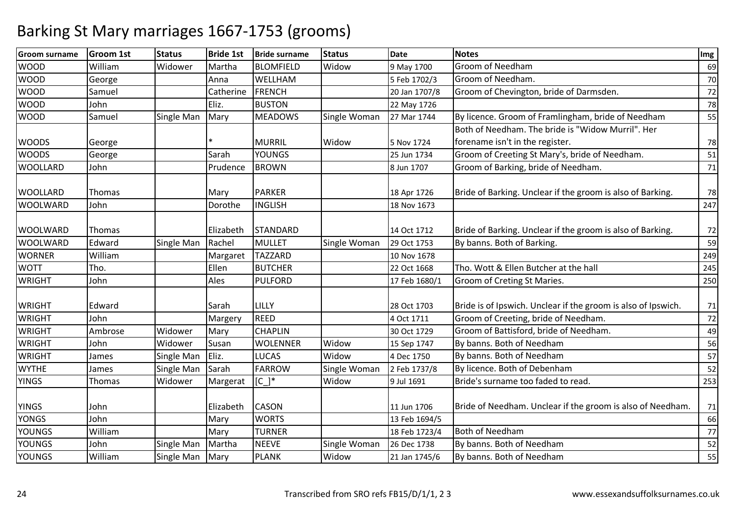# Barking St Mary marriages 1667-1753 (grooms)

| Groom surname | Groom 1st | Status | Bride 1st | Bride surname | Status | Date | Notes | Img |
|---|---|---|---|---|---|---|---|---|
| WOOD | William | Widower | Martha | BLOMFIELD | Widow | 9 May 1700 | Groom of Needham | 69 |
| WOOD | George | | Anna | WELLHAM | | 5 Feb 1702/3 | Groom of Needham. | 70 |
| WOOD | Samuel | | Catherine | FRENCH | | 20 Jan 1707/8 | Groom of Chevington, bride of Darmsden. | 72 |
| WOOD | John | | Eliz. | BUSTON | | 22 May 1726 | | 78 |
| WOOD | Samuel | Single Man | Mary | MEADOWS | Single Woman | 27 Mar 1744 | By licence. Groom of Framlingham, bride of Needham | 55 |
| WOODS | George | | * | MURRIL | Widow | 5 Nov 1724 | Both of Needham. The bride is "Widow Murril". Her forename isn't in the register. | 78 |
| WOODS | George | | Sarah | YOUNGS | | 25 Jun 1734 | Groom of Creeting St Mary's, bride of Needham. | 51 |
| WOOLLARD | John | | Prudence | BROWN | | 8 Jun 1707 | Groom of Barking, bride of Needham. | 71 |
| WOOLLARD | Thomas | | Mary | PARKER | | 18 Apr 1726 | Bride of Barking. Unclear if the groom is also of Barking. | 78 |
| WOOLWARD | John | | Dorothe | INGLISH | | 18 Nov 1673 | | 247 |
| WOOLWARD | Thomas | | Elizabeth | STANDARD | | 14 Oct 1712 | Bride of Barking. Unclear if the groom is also of Barking. | 72 |
| WOOLWARD | Edward | Single Man | Rachel | MULLET | Single Woman | 29 Oct 1753 | By banns. Both of Barking. | 59 |
| WORNER | William | | Margaret | TAZZARD | | 10 Nov 1678 | | 249 |
| WOTT | Tho. | | Ellen | BUTCHER | | 22 Oct 1668 | Tho. Wott & Ellen Butcher at the hall | 245 |
| WRIGHT | John | | Ales | PULFORD | | 17 Feb 1680/1 | Groom of Creting St Maries. | 250 |
| WRIGHT | Edward | | Sarah | LILLY | | 28 Oct 1703 | Bride is of Ipswich. Unclear if the groom is also of Ipswich. | 71 |
| WRIGHT | John | | Margery | REED | | 4 Oct 1711 | Groom of Creeting, bride of Needham. | 72 |
| WRIGHT | Ambrose | Widower | Mary | CHAPLIN | | 30 Oct 1729 | Groom of Battisford, bride of Needham. | 49 |
| WRIGHT | John | Widower | Susan | WOLENNER | Widow | 15 Sep 1747 | By banns. Both of Needham | 56 |
| WRIGHT | James | Single Man | Eliz. | LUCAS | Widow | 4 Dec 1750 | By banns. Both of Needham | 57 |
| WYTHE | James | Single Man | Sarah | FARROW | Single Woman | 2 Feb 1737/8 | By licence. Both of Debenham | 52 |
| YINGS | Thomas | Widower | Margerat | [C_]* | Widow | 9 Jul 1691 | Bride's surname too faded to read. | 253 |
| YINGS | John | | Elizabeth | CASON | | 11 Jun 1706 | Bride of Needham. Unclear if the groom is also of Needham. | 71 |
| YONGS | John | | Mary | WORTS | | 13 Feb 1694/5 | | 66 |
| YOUNGS | William | | Mary | TURNER | | 18 Feb 1723/4 | Both of Needham | 77 |
| YOUNGS | John | Single Man | Martha | NEEVE | Single Woman | 26 Dec 1738 | By banns. Both of Needham | 52 |
| YOUNGS | William | Single Man | Mary | PLANK | Widow | 21 Jan 1745/6 | By banns. Both of Needham | 55 |

Transcribed from SRO refs FB15/D/1/1, 2 3

www.essexandsuffolksurnames.co.uk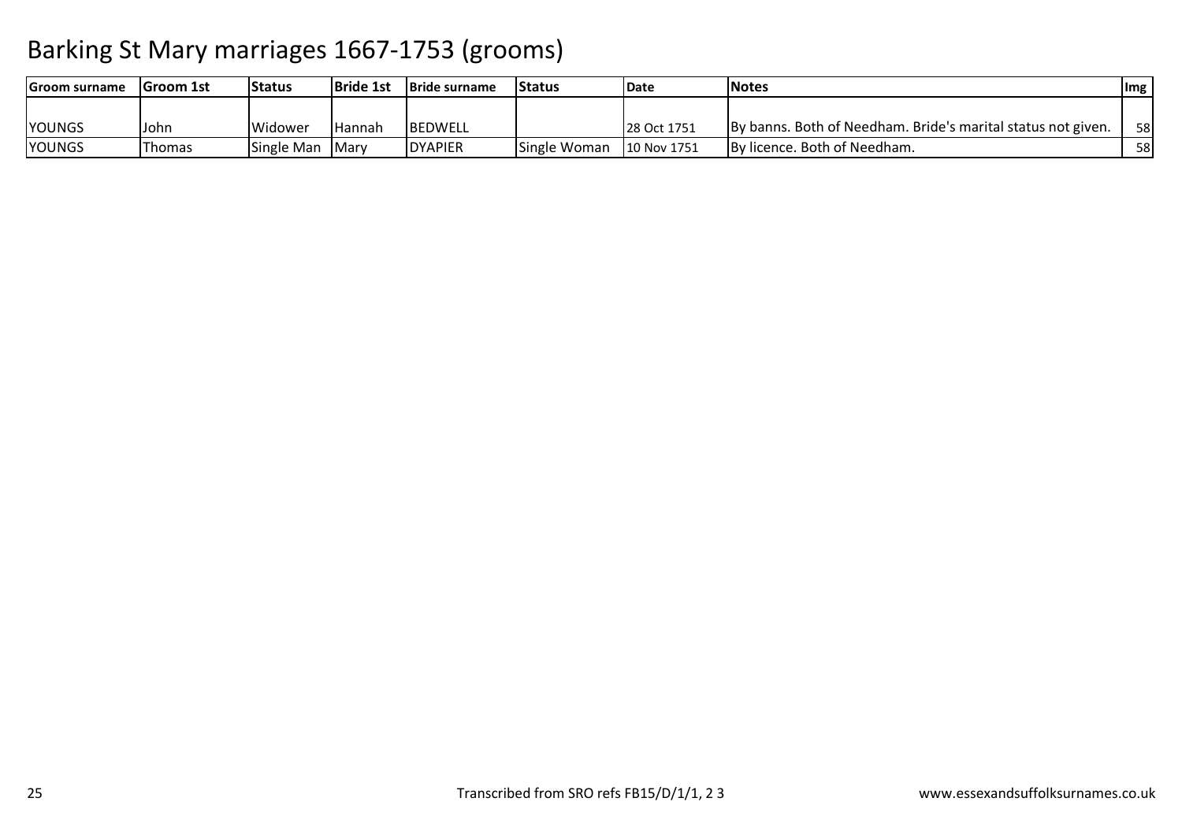# Barking St Mary marriages 1667-1753 (grooms)

| Groom surname | Groom 1st | Status | Bride 1st | Bride surname | Status | Date | Notes | Img |
|---|---|---|---|---|---|---|---|---|
| | | | | | | | | |
| YOUNGS | John | Widower | Hannah | BEDWELL | | 28 Oct 1751 | By banns. Both of Needham. Bride's marital status not given. | 58 |
| YOUNGS | Thomas | Single Man | Mary | DYAPIER | Single Woman | 10 Nov 1751 | By licence. Both of Needham. | 58 |

Transcribed from SRO refs FB15/D/1/1, 2 3

www.essexandsuffolksurnames.co.uk